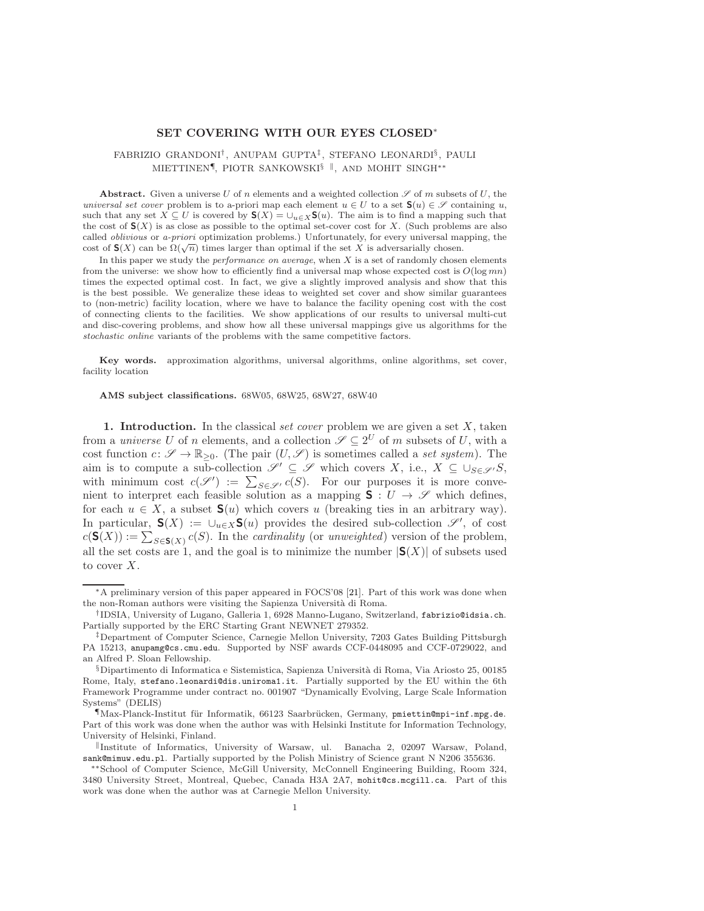# SET COVERING WITH OUR EYES CLOSED*

FABRIZIO GRANDONI[†], ANUPAM GUPTA[‡], STEFANO LEONARDI[§], PAULI MIETTINEN[¶], PIOTR SANKOWSKI[§ ‖], AND MOHIT SINGH[**]

**Abstract.** Given a universe $U$ of $n$ elements and a weighted collection $\mathscr{S}$ of $m$ subsets of $U$, the *universal set cover* problem is to a-priori map each element $u \in U$ to a set $\mathbf{S}(u) \in \mathscr{S}$ containing $u$, such that any set $X \subseteq U$ is covered by $\mathbf{S}(X) = \cup_{u \in X} \mathbf{S}(u)$. The aim is to find a mapping such that the cost of $\mathbf{S}(X)$ is as close as possible to the optimal set-cover cost for $X$. (Such problems are also called *oblivious* or *a-priori* optimization problems.) Unfortunately, for every universal mapping, the cost of $\mathbf{S}(X)$ can be $\Omega(\sqrt{n})$ times larger than optimal if the set $X$ is adversarially chosen.

In this paper we study the *performance on average*, when $X$ is a set of randomly chosen elements from the universe: we show how to efficiently find a universal map whose expected cost is $O(\log mn)$ times the expected optimal cost. In fact, we give a slightly improved analysis and show that this is the best possible. We generalize these ideas to weighted set cover and show similar guarantees to (non-metric) facility location, where we have to balance the facility opening cost with the cost of connecting clients to the facilities. We show applications of our results to universal multi-cut and disc-covering problems, and show how all these universal mappings give us algorithms for the *stochastic online* variants of the problems with the same competitive factors.

**Key words.** approximation algorithms, universal algorithms, online algorithms, set cover, facility location

**AMS subject classifications.** 68W05, 68W25, 68W27, 68W40

## 1. Introduction.

In the classical *set cover* problem we are given a set $X$, taken from a *universe* $U$ of $n$ elements, and a collection $\mathscr{S} \subseteq 2^U$ of $m$ subsets of $U$, with a cost function $c\colon \mathscr{S} \to \mathbb{R}_{\geq 0}$. (The pair $(U, \mathscr{S})$ is sometimes called a *set system*). The aim is to compute a sub-collection $\mathscr{S}' \subseteq \mathscr{S}$ which covers $X$, i.e., $X \subseteq \cup_{S \in \mathscr{S}'} S$, with minimum cost $c(\mathscr{S}') := \sum_{S \in \mathscr{S}'} c(S)$. For our purposes it is more convenient to interpret each feasible solution as a mapping $\mathbf{S} : U \to \mathscr{S}$ which defines, for each $u \in X$, a subset $\mathbf{S}(u)$ which covers $u$ (breaking ties in an arbitrary way). In particular, $\mathbf{S}(X) := \cup_{u \in X} \mathbf{S}(u)$ provides the desired sub-collection $\mathscr{S}'$, of cost $c(\mathbf{S}(X)) := \sum_{S \in \mathbf{S}(X)} c(S)$. In the *cardinality* (or *unweighted*) version of the problem, all the set costs are 1, and the goal is to minimize the number $|\mathbf{S}(X)|$ of subsets used to cover $X$.

---

*A preliminary version of this paper appeared in FOCS'08 [21]. Part of this work was done when the non-Roman authors were visiting the Sapienza Università di Roma.

†IDSIA, University of Lugano, Galleria 1, 6928 Manno-Lugano, Switzerland, fabrizio@idsia.ch. Partially supported by the ERC Starting Grant NEWNET 279352.

‡Department of Computer Science, Carnegie Mellon University, 7203 Gates Building Pittsburgh PA 15213, anupamg@cs.cmu.edu. Supported by NSF awards CCF-0448095 and CCF-0729022, and an Alfred P. Sloan Fellowship.

§Dipartimento di Informatica e Sistemistica, Sapienza Università di Roma, Via Ariosto 25, 00185 Rome, Italy, stefano.leonardi@dis.uniroma1.it. Partially supported by the EU within the 6th Framework Programme under contract no. 001907 "Dynamically Evolving, Large Scale Information Systems" (DELIS)

¶Max-Planck-Institut für Informatik, 66123 Saarbrücken, Germany, pmiettin@mpi-inf.mpg.de. Part of this work was done when the author was with Helsinki Institute for Information Technology, University of Helsinki, Finland.

‖Institute of Informatics, University of Warsaw, ul. Banacha 2, 02097 Warsaw, Poland, sank@mimuw.edu.pl. Partially supported by the Polish Ministry of Science grant N N206 355636.

**School of Computer Science, McGill University, McConnell Engineering Building, Room 324, 3480 University Street, Montreal, Quebec, Canada H3A 2A7, mohit@cs.mcgill.ca. Part of this work was done when the author was at Carnegie Mellon University.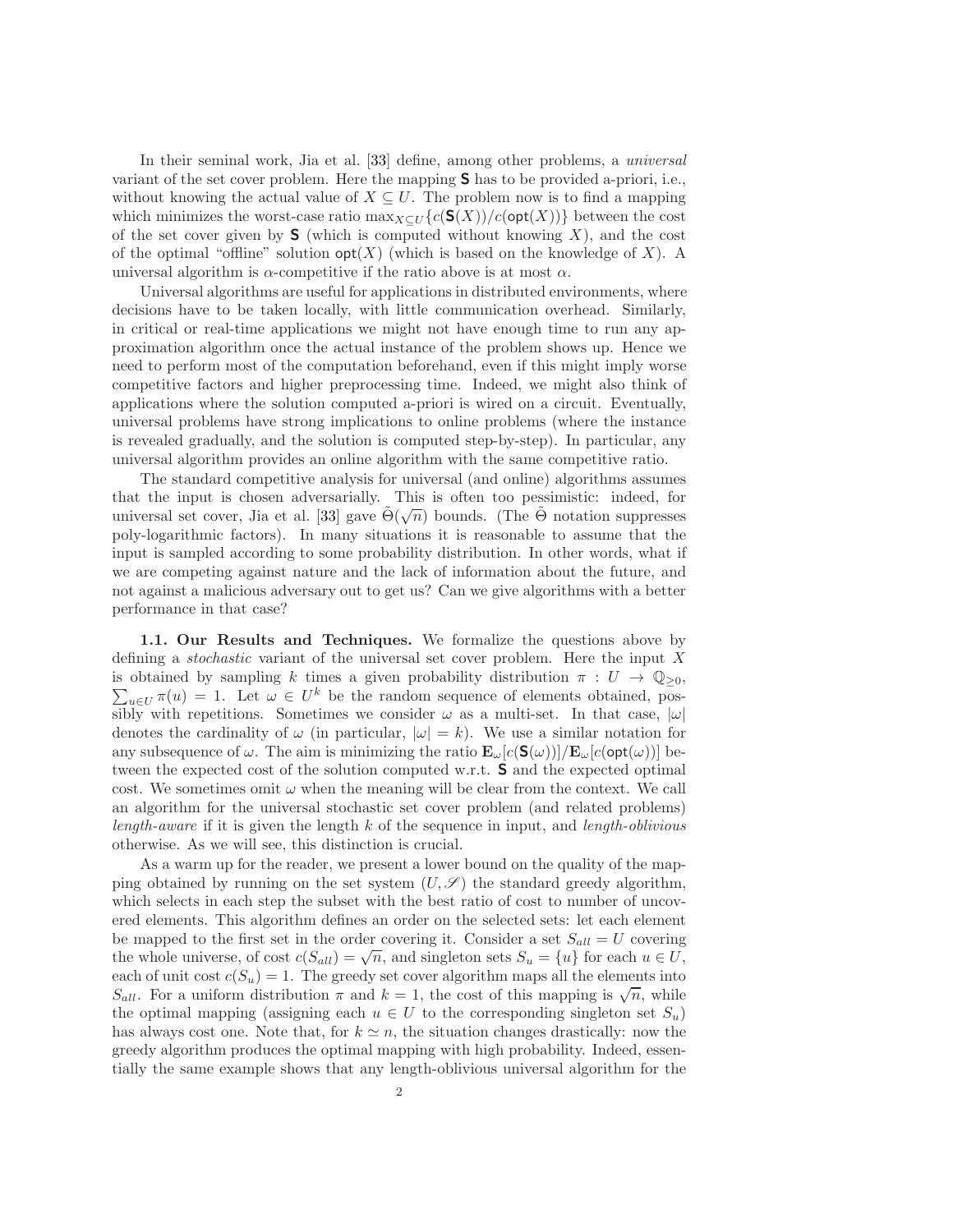In their seminal work, Jia et al. [33] define, among other problems, a *universal* variant of the set cover problem. Here the mapping $\mathbf{S}$ has to be provided a-priori, i.e., without knowing the actual value of $X \subseteq U$. The problem now is to find a mapping which minimizes the worst-case ratio $\max_{X \subseteq U}\{c(\mathbf{S}(X))/c(\mathsf{opt}(X))\}$ between the cost of the set cover given by $\mathbf{S}$ (which is computed without knowing $X$), and the cost of the optimal "offline" solution $\mathsf{opt}(X)$ (which is based on the knowledge of $X$). A universal algorithm is $\alpha$-competitive if the ratio above is at most $\alpha$.

Universal algorithms are useful for applications in distributed environments, where decisions have to be taken locally, with little communication overhead. Similarly, in critical or real-time applications we might not have enough time to run any approximation algorithm once the actual instance of the problem shows up. Hence we need to perform most of the computation beforehand, even if this might imply worse competitive factors and higher preprocessing time. Indeed, we might also think of applications where the solution computed a-priori is wired on a circuit. Eventually, universal problems have strong implications to online problems (where the instance is revealed gradually, and the solution is computed step-by-step). In particular, any universal algorithm provides an online algorithm with the same competitive ratio.

The standard competitive analysis for universal (and online) algorithms assumes that the input is chosen adversarially. This is often too pessimistic: indeed, for universal set cover, Jia et al. [33] gave $\tilde{\Theta}(\sqrt{n})$ bounds. (The $\tilde{\Theta}$ notation suppresses poly-logarithmic factors). In many situations it is reasonable to assume that the input is sampled according to some probability distribution. In other words, what if we are competing against nature and the lack of information about the future, and not against a malicious adversary out to get us? Can we give algorithms with a better performance in that case?

**1.1. Our Results and Techniques.** We formalize the questions above by defining a *stochastic* variant of the universal set cover problem. Here the input $X$ is obtained by sampling $k$ times a given probability distribution $\pi : U \to \mathbb{Q}_{\geq 0}$, $\sum_{u \in U} \pi(u) = 1$. Let $\omega \in U^k$ be the random sequence of elements obtained, possibly with repetitions. Sometimes we consider $\omega$ as a multi-set. In that case, $|\omega|$ denotes the cardinality of $\omega$ (in particular, $|\omega| = k$). We use a similar notation for any subsequence of $\omega$. The aim is minimizing the ratio $\mathbf{E}_\omega[c(\mathbf{S}(\omega))]/\mathbf{E}_\omega[c(\mathsf{opt}(\omega))]$ between the expected cost of the solution computed w.r.t. $\mathbf{S}$ and the expected optimal cost. We sometimes omit $\omega$ when the meaning will be clear from the context. We call an algorithm for the universal stochastic set cover problem (and related problems) *length-aware* if it is given the length $k$ of the sequence in input, and *length-oblivious* otherwise. As we will see, this distinction is crucial.

As a warm up for the reader, we present a lower bound on the quality of the mapping obtained by running on the set system $(U, \mathscr{S})$ the standard greedy algorithm, which selects in each step the subset with the best ratio of cost to number of uncovered elements. This algorithm defines an order on the selected sets: let each element be mapped to the first set in the order covering it. Consider a set $S_{all} = U$ covering the whole universe, of cost $c(S_{all}) = \sqrt{n}$, and singleton sets $S_u = \{u\}$ for each $u \in U$, each of unit cost $c(S_u) = 1$. The greedy set cover algorithm maps all the elements into $S_{all}$. For a uniform distribution $\pi$ and $k = 1$, the cost of this mapping is $\sqrt{n}$, while the optimal mapping (assigning each $u \in U$ to the corresponding singleton set $S_u$) has always cost one. Note that, for $k \simeq n$, the situation changes drastically: now the greedy algorithm produces the optimal mapping with high probability. Indeed, essentially the same example shows that any length-oblivious universal algorithm for the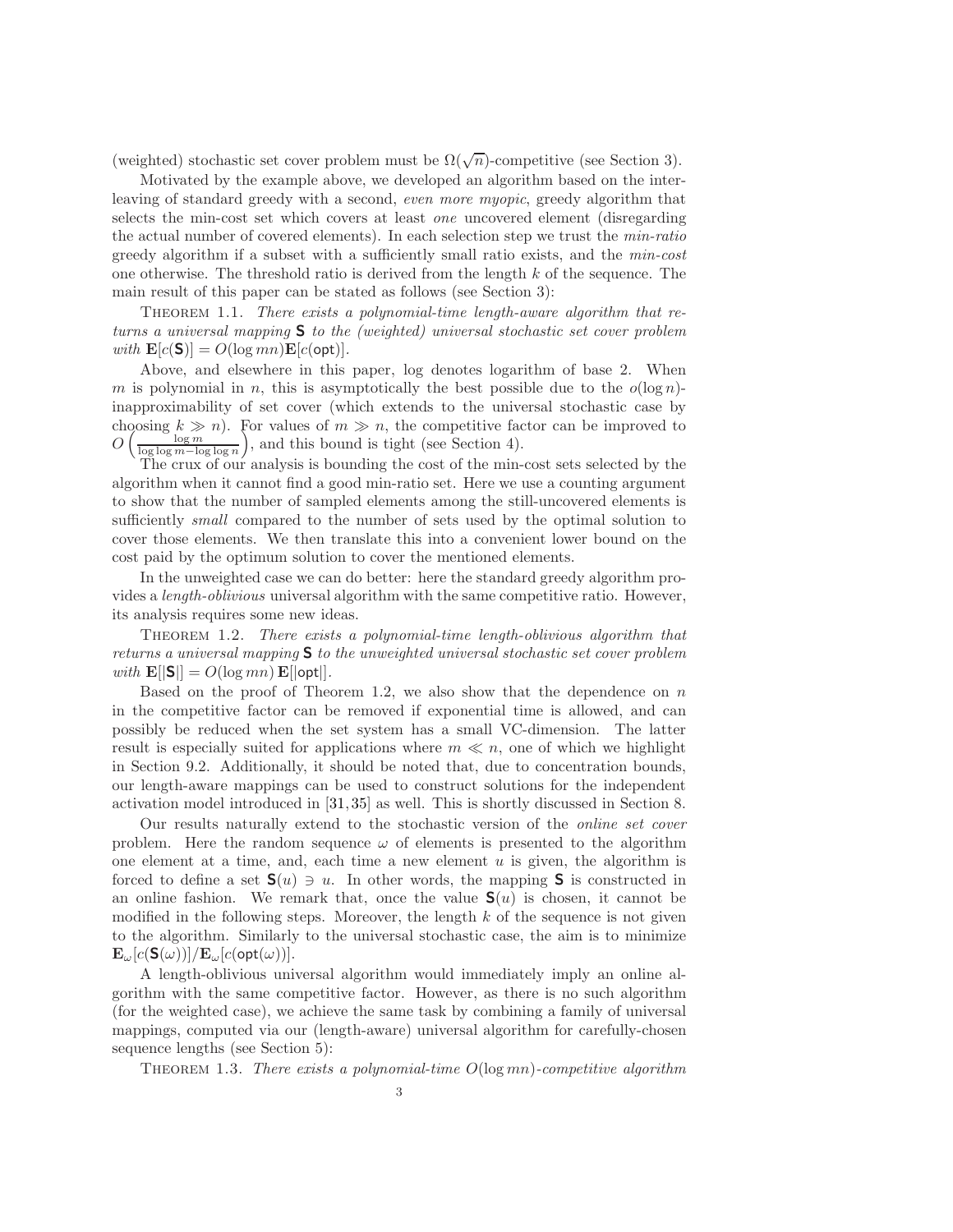(weighted) stochastic set cover problem must be $\Omega(\sqrt{n})$-competitive (see Section 3).

Motivated by the example above, we developed an algorithm based on the interleaving of standard greedy with a second, *even more myopic*, greedy algorithm that selects the min-cost set which covers at least *one* uncovered element (disregarding the actual number of covered elements). In each selection step we trust the *min-ratio* greedy algorithm if a subset with a sufficiently small ratio exists, and the *min-cost* one otherwise. The threshold ratio is derived from the length $k$ of the sequence. The main result of this paper can be stated as follows (see Section 3):

THEOREM 1.1. *There exists a polynomial-time length-aware algorithm that returns a universal mapping* $\mathbf{S}$ *to the (weighted) universal stochastic set cover problem with* $\mathbf{E}[c(\mathbf{S})] = O(\log mn)\mathbf{E}[c(\mathsf{opt})]$.

Above, and elsewhere in this paper, log denotes logarithm of base 2. When $m$ is polynomial in $n$, this is asymptotically the best possible due to the $o(\log n)$-inapproximability of set cover (which extends to the universal stochastic case by choosing $k \gg n$). For values of $m \gg n$, the competitive factor can be improved to $O\left(\frac{\log m}{\log\log m - \log\log n}\right)$, and this bound is tight (see Section 4).

The crux of our analysis is bounding the cost of the min-cost sets selected by the algorithm when it cannot find a good min-ratio set. Here we use a counting argument to show that the number of sampled elements among the still-uncovered elements is sufficiently *small* compared to the number of sets used by the optimal solution to cover those elements. We then translate this into a convenient lower bound on the cost paid by the optimum solution to cover the mentioned elements.

In the unweighted case we can do better: here the standard greedy algorithm provides a *length-oblivious* universal algorithm with the same competitive ratio. However, its analysis requires some new ideas.

THEOREM 1.2. *There exists a polynomial-time length-oblivious algorithm that returns a universal mapping* $\mathbf{S}$ *to the unweighted universal stochastic set cover problem with* $\mathbf{E}[|\mathbf{S}|] = O(\log mn)\,\mathbf{E}[|\mathsf{opt}|]$.

Based on the proof of Theorem 1.2, we also show that the dependence on $n$ in the competitive factor can be removed if exponential time is allowed, and can possibly be reduced when the set system has a small VC-dimension. The latter result is especially suited for applications where $m \ll n$, one of which we highlight in Section 9.2. Additionally, it should be noted that, due to concentration bounds, our length-aware mappings can be used to construct solutions for the independent activation model introduced in [31, 35] as well. This is shortly discussed in Section 8.

Our results naturally extend to the stochastic version of the *online set cover* problem. Here the random sequence $\omega$ of elements is presented to the algorithm one element at a time, and, each time a new element $u$ is given, the algorithm is forced to define a set $\mathbf{S}(u) \ni u$. In other words, the mapping $\mathbf{S}$ is constructed in an online fashion. We remark that, once the value $\mathbf{S}(u)$ is chosen, it cannot be modified in the following steps. Moreover, the length $k$ of the sequence is not given to the algorithm. Similarly to the universal stochastic case, the aim is to minimize $\mathbf{E}_\omega[c(\mathbf{S}(\omega))]/\mathbf{E}_\omega[c(\mathsf{opt}(\omega))]$.

A length-oblivious universal algorithm would immediately imply an online algorithm with the same competitive factor. However, as there is no such algorithm (for the weighted case), we achieve the same task by combining a family of universal mappings, computed via our (length-aware) universal algorithm for carefully-chosen sequence lengths (see Section 5):

THEOREM 1.3. *There exists a polynomial-time $O(\log mn)$-competitive algorithm*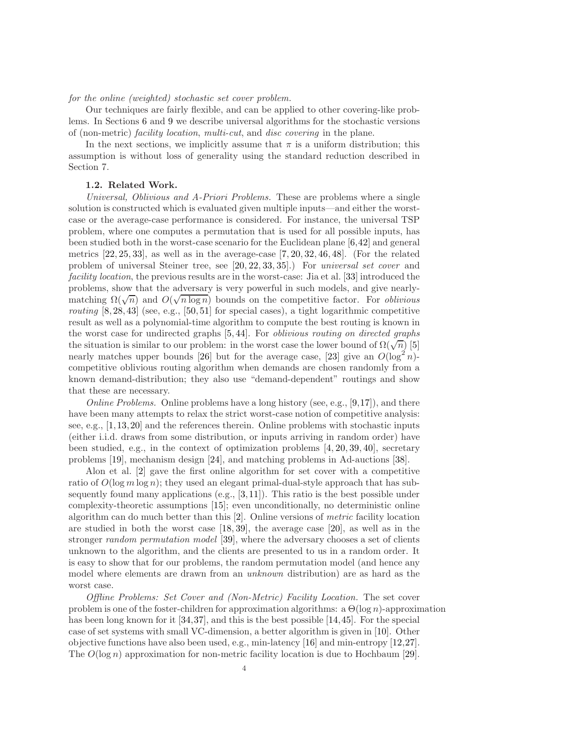*for the online (weighted) stochastic set cover problem.*

Our techniques are fairly flexible, and can be applied to other covering-like problems. In Sections 6 and 9 we describe universal algorithms for the stochastic versions of (non-metric) *facility location*, *multi-cut*, and *disc covering* in the plane.

In the next sections, we implicitly assume that $\pi$ is a uniform distribution; this assumption is without loss of generality using the standard reduction described in Section 7.

### 1.2. Related Work.

*Universal, Oblivious and A-Priori Problems.* These are problems where a single solution is constructed which is evaluated given multiple inputs—and either the worst-case or the average-case performance is considered. For instance, the universal TSP problem, where one computes a permutation that is used for all possible inputs, has been studied both in the worst-case scenario for the Euclidean plane [6,42] and general metrics [22, 25, 33], as well as in the average-case [7, 20, 32, 46, 48]. (For the related problem of universal Steiner tree, see [20, 22, 33, 35].) For *universal set cover* and *facility location*, the previous results are in the worst-case: Jia et al. [33] introduced the problems, show that the adversary is very powerful in such models, and give nearly-matching $\Omega(\sqrt{n})$ and $O(\sqrt{n \log n})$ bounds on the competitive factor. For *oblivious routing* [8, 28, 43] (see, e.g., [50, 51] for special cases), a tight logarithmic competitive result as well as a polynomial-time algorithm to compute the best routing is known in the worst case for undirected graphs [5, 44]. For *oblivious routing on directed graphs* the situation is similar to our problem: in the worst case the lower bound of $\Omega(\sqrt{n})$ [5] nearly matches upper bounds [26] but for the average case, [23] give an $O(\log^2 n)$-competitive oblivious routing algorithm when demands are chosen randomly from a known demand-distribution; they also use "demand-dependent" routings and show that these are necessary.

*Online Problems.* Online problems have a long history (see, e.g., [9,17]), and there have been many attempts to relax the strict worst-case notion of competitive analysis: see, e.g., [1, 13, 20] and the references therein. Online problems with stochastic inputs (either i.i.d. draws from some distribution, or inputs arriving in random order) have been studied, e.g., in the context of optimization problems [4, 20, 39, 40], secretary problems [19], mechanism design [24], and matching problems in Ad-auctions [38].

Alon et al. [2] gave the first online algorithm for set cover with a competitive ratio of $O(\log m \log n)$; they used an elegant primal-dual-style approach that has subsequently found many applications (e.g., [3, 11]). This ratio is the best possible under complexity-theoretic assumptions [15]; even unconditionally, no deterministic online algorithm can do much better than this [2]. Online versions of *metric* facility location are studied in both the worst case [18, 39], the average case [20], as well as in the stronger *random permutation model* [39], where the adversary chooses a set of clients unknown to the algorithm, and the clients are presented to us in a random order. It is easy to show that for our problems, the random permutation model (and hence any model where elements are drawn from an *unknown* distribution) are as hard as the worst case.

*Offline Problems: Set Cover and (Non-Metric) Facility Location.* The set cover problem is one of the foster-children for approximation algorithms: a $\Theta(\log n)$-approximation has been long known for it [34,37], and this is the best possible [14,45]. For the special case of set systems with small VC-dimension, a better algorithm is given in [10]. Other objective functions have also been used, e.g., min-latency [16] and min-entropy [12,27]. The $O(\log n)$ approximation for non-metric facility location is due to Hochbaum [29].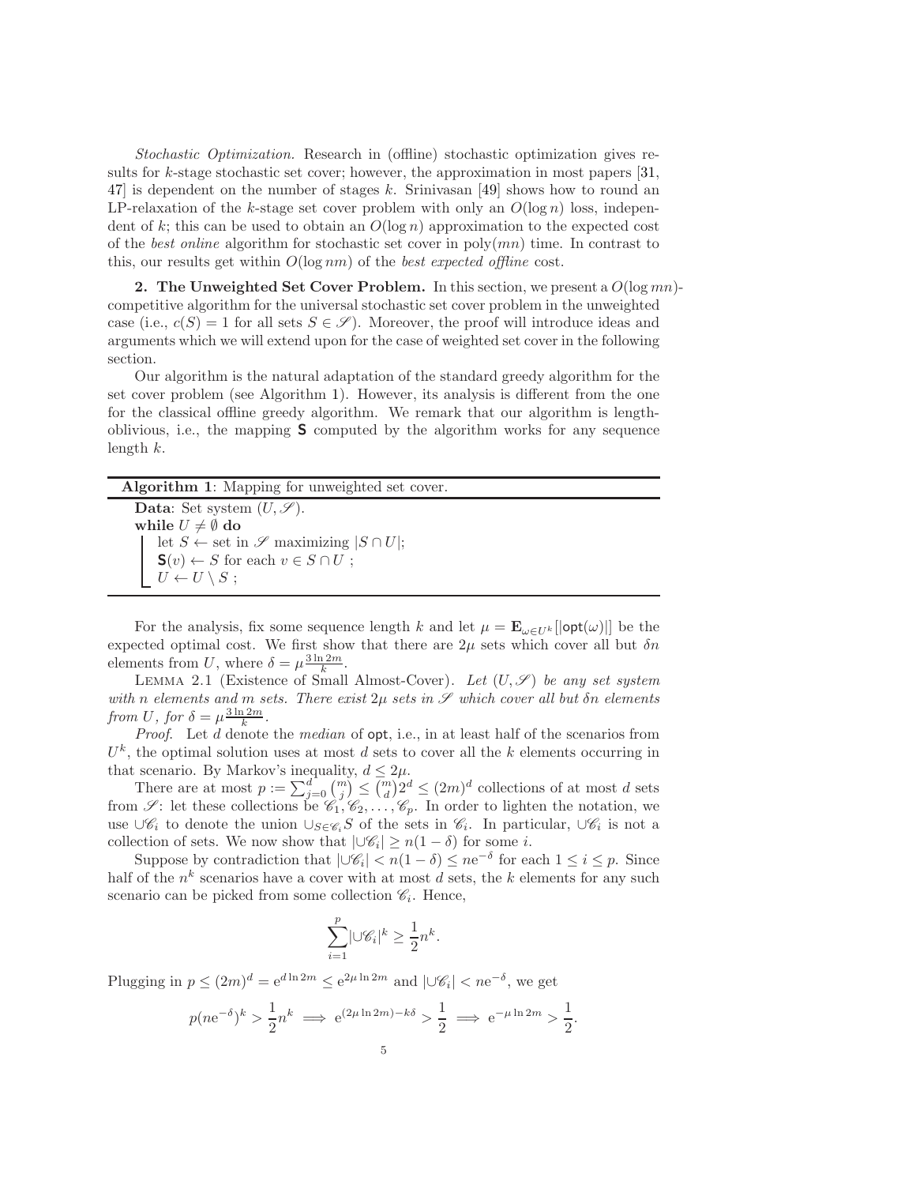*Stochastic Optimization.* Research in (offline) stochastic optimization gives results for $k$-stage stochastic set cover; however, the approximation in most papers [31, 47] is dependent on the number of stages $k$. Srinivasan [49] shows how to round an LP-relaxation of the $k$-stage set cover problem with only an $O(\log n)$ loss, independent of $k$; this can be used to obtain an $O(\log n)$ approximation to the expected cost of the *best online* algorithm for stochastic set cover in $\text{poly}(mn)$ time. In contrast to this, our results get within $O(\log nm)$ of the *best expected offline* cost.

## 2. The Unweighted Set Cover Problem.

In this section, we present a $O(\log mn)$-competitive algorithm for the universal stochastic set cover problem in the unweighted case (i.e., $c(S) = 1$ for all sets $S \in \mathscr{S}$). Moreover, the proof will introduce ideas and arguments which we will extend upon for the case of weighted set cover in the following section.

Our algorithm is the natural adaptation of the standard greedy algorithm for the set cover problem (see Algorithm 1). However, its analysis is different from the one for the classical offline greedy algorithm. We remark that our algorithm is length-oblivious, i.e., the mapping $\mathbf{S}$ computed by the algorithm works for any sequence length $k$.

**Algorithm 1**: Mapping for unweighted set cover.

```
Data: Set system (U, 𝒮).
while U ≠ ∅ do
    let S ← set in 𝒮 maximizing |S ∩ U|;
    S(v) ← S for each v ∈ S ∩ U ;
    U ← U \ S ;
```

For the analysis, fix some sequence length $k$ and let $\mu = \mathbf{E}_{\omega \in U^k}[|\mathsf{opt}(\omega)|]$ be the expected optimal cost. We first show that there are $2\mu$ sets which cover all but $\delta n$ elements from $U$, where $\delta = \mu \frac{3 \ln 2m}{k}$.

LEMMA 2.1 (Existence of Small Almost-Cover). *Let $(U, \mathscr{S})$ be any set system with $n$ elements and $m$ sets. There exist $2\mu$ sets in $\mathscr{S}$ which cover all but $\delta n$ elements from $U$, for $\delta = \mu \frac{3 \ln 2m}{k}$.*

*Proof.* Let $d$ denote the *median* of $\mathsf{opt}$, i.e., in at least half of the scenarios from $U^k$, the optimal solution uses at most $d$ sets to cover all the $k$ elements occurring in that scenario. By Markov's inequality, $d \leq 2\mu$.

There are at most $p := \sum_{j=0}^{d} \binom{m}{j} \leq \binom{m}{d} 2^d \leq (2m)^d$ collections of at most $d$ sets from $\mathscr{S}$: let these collections be $\mathscr{C}_1, \mathscr{C}_2, \ldots, \mathscr{C}_p$. In order to lighten the notation, we use $\cup \mathscr{C}_i$ to denote the union $\cup_{S \in \mathscr{C}_i} S$ of the sets in $\mathscr{C}_i$. In particular, $\cup \mathscr{C}_i$ is not a collection of sets. We now show that $|\cup \mathscr{C}_i| \geq n(1 - \delta)$ for some $i$.

Suppose by contradiction that $|\cup \mathscr{C}_i| < n(1 - \delta) \leq n e^{-\delta}$ for each $1 \leq i \leq p$. Since half of the $n^k$ scenarios have a cover with at most $d$ sets, the $k$ elements for any such scenario can be picked from some collection $\mathscr{C}_i$. Hence,

$$\sum_{i=1}^{p} |\cup \mathscr{C}_i|^k \geq \frac{1}{2} n^k.$$

Plugging in $p \leq (2m)^d = e^{d \ln 2m} \leq e^{2\mu \ln 2m}$ and $|\cup \mathscr{C}_i| < n e^{-\delta}$, we get

$$p(n e^{-\delta})^k > \frac{1}{2} n^k \implies e^{(2\mu \ln 2m) - k\delta} > \frac{1}{2} \implies e^{-\mu \ln 2m} > \frac{1}{2}.$$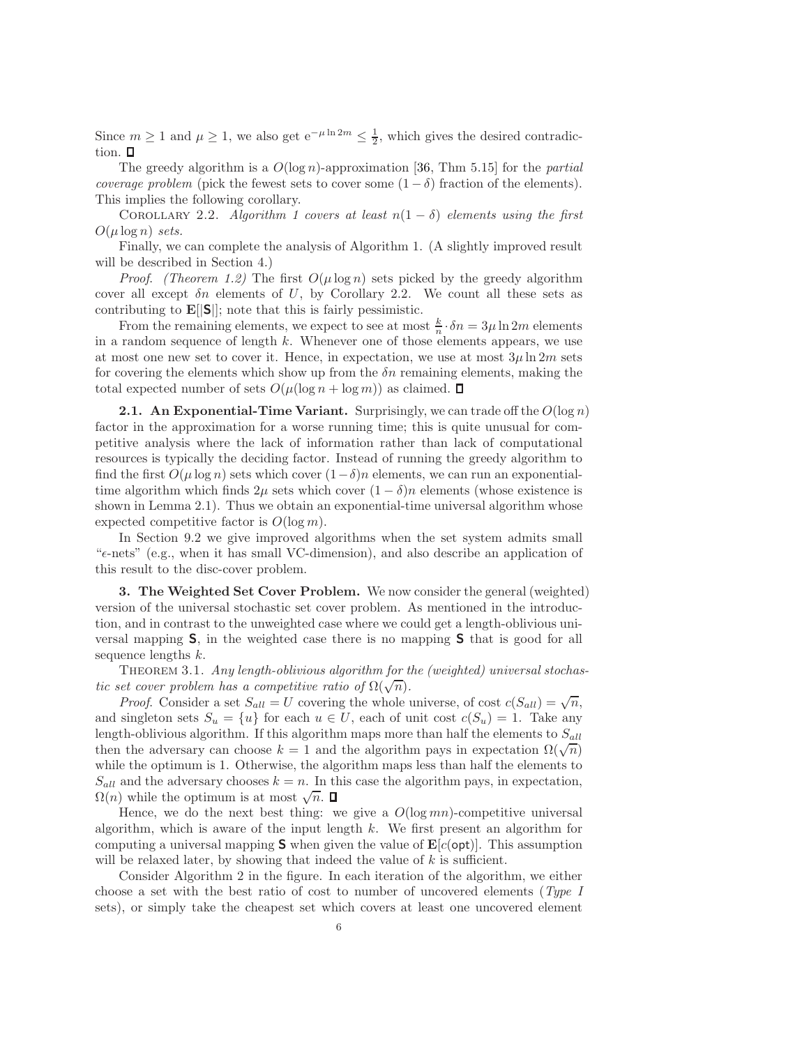Since $m \geq 1$ and $\mu \geq 1$, we also get $e^{-\mu \ln 2m} \leq \frac{1}{2}$, which gives the desired contradiction. ∎

The greedy algorithm is a $O(\log n)$-approximation [36, Thm 5.15] for the *partial coverage problem* (pick the fewest sets to cover some $(1-\delta)$ fraction of the elements). This implies the following corollary.

COROLLARY 2.2. *Algorithm 1 covers at least $n(1-\delta)$ elements using the first $O(\mu \log n)$ sets.*

Finally, we can complete the analysis of Algorithm 1. (A slightly improved result will be described in Section 4.)

*Proof.* *(Theorem 1.2)* The first $O(\mu \log n)$ sets picked by the greedy algorithm cover all except $\delta n$ elements of $U$, by Corollary 2.2. We count all these sets as contributing to $\mathbf{E}[|\mathbf{S}|]$; note that this is fairly pessimistic.

From the remaining elements, we expect to see at most $\frac{k}{n} \cdot \delta n = 3\mu \ln 2m$ elements in a random sequence of length $k$. Whenever one of those elements appears, we use at most one new set to cover it. Hence, in expectation, we use at most $3\mu \ln 2m$ sets for covering the elements which show up from the $\delta n$ remaining elements, making the total expected number of sets $O(\mu(\log n + \log m))$ as claimed. ∎

**2.1. An Exponential-Time Variant.** Surprisingly, we can trade off the $O(\log n)$ factor in the approximation for a worse running time; this is quite unusual for competitive analysis where the lack of information rather than lack of computational resources is typically the deciding factor. Instead of running the greedy algorithm to find the first $O(\mu \log n)$ sets which cover $(1-\delta)n$ elements, we can run an exponential-time algorithm which finds $2\mu$ sets which cover $(1-\delta)n$ elements (whose existence is shown in Lemma 2.1). Thus we obtain an exponential-time universal algorithm whose expected competitive factor is $O(\log m)$.

In Section 9.2 we give improved algorithms when the set system admits small "$\epsilon$-nets" (e.g., when it has small VC-dimension), and also describe an application of this result to the disc-cover problem.

**3. The Weighted Set Cover Problem.** We now consider the general (weighted) version of the universal stochastic set cover problem. As mentioned in the introduction, and in contrast to the unweighted case where we could get a length-oblivious universal mapping $\mathbf{S}$, in the weighted case there is no mapping $\mathbf{S}$ that is good for all sequence lengths $k$.

THEOREM 3.1. *Any length-oblivious algorithm for the (weighted) universal stochastic set cover problem has a competitive ratio of $\Omega(\sqrt{n})$.*

*Proof.* Consider a set $S_{all} = U$ covering the whole universe, of cost $c(S_{all}) = \sqrt{n}$, and singleton sets $S_u = \{u\}$ for each $u \in U$, each of unit cost $c(S_u) = 1$. Take any length-oblivious algorithm. If this algorithm maps more than half the elements to $S_{all}$ then the adversary can choose $k = 1$ and the algorithm pays in expectation $\Omega(\sqrt{n})$ while the optimum is 1. Otherwise, the algorithm maps less than half the elements to $S_{all}$ and the adversary chooses $k = n$. In this case the algorithm pays, in expectation, $\Omega(n)$ while the optimum is at most $\sqrt{n}$. ∎

Hence, we do the next best thing: we give a $O(\log mn)$-competitive universal algorithm, which is aware of the input length $k$. We first present an algorithm for computing a universal mapping $\mathbf{S}$ when given the value of $\mathbf{E}[c(\mathsf{opt})]$. This assumption will be relaxed later, by showing that indeed the value of $k$ is sufficient.

Consider Algorithm 2 in the figure. In each iteration of the algorithm, we either choose a set with the best ratio of cost to number of uncovered elements (*Type I* sets), or simply take the cheapest set which covers at least one uncovered element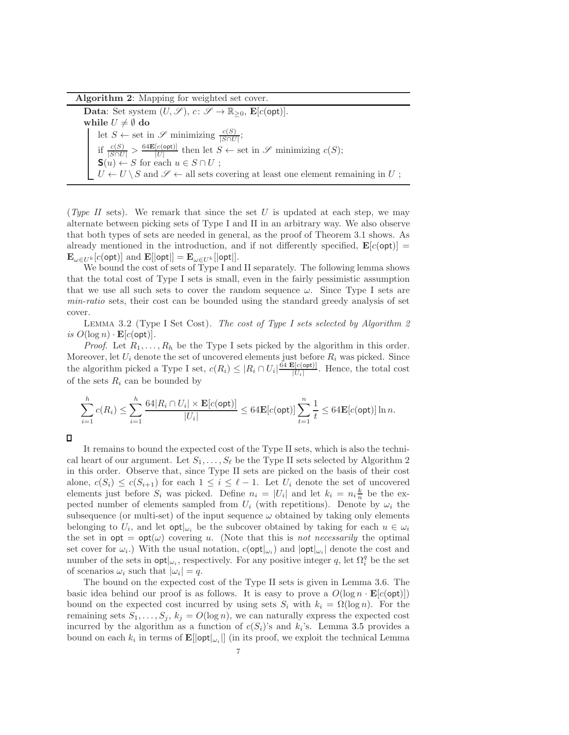**Algorithm 2**: Mapping for weighted set cover.

**Data**: Set system $(U, \mathscr{S})$, $c\colon \mathscr{S} \to \mathbb{R}_{\geq 0}$, $\mathbf{E}[c(\mathsf{opt})]$.
**while** $U \neq \emptyset$ **do**
  let $S \leftarrow$ set in $\mathscr{S}$ minimizing $\frac{c(S)}{|S \cap U|}$;
  if $\frac{c(S)}{|S \cap U|} > \frac{64\mathbf{E}[c(\mathsf{opt})]}{|U|}$ then let $S \leftarrow$ set in $\mathscr{S}$ minimizing $c(S)$;
  $\mathbf{S}(u) \leftarrow S$ for each $u \in S \cap U$ ;
  $U \leftarrow U \setminus S$ and $\mathscr{S} \leftarrow$ all sets covering at least one element remaining in $U$ ;

(*Type II* sets). We remark that since the set $U$ is updated at each step, we may alternate between picking sets of Type I and II in an arbitrary way. We also observe that both types of sets are needed in general, as the proof of Theorem 3.1 shows. As already mentioned in the introduction, and if not differently specified, $\mathbf{E}[c(\mathsf{opt})] = \mathbf{E}_{\omega \in U^k}[c(\mathsf{opt})]$ and $\mathbf{E}[|\mathsf{opt}|] = \mathbf{E}_{\omega \in U^k}[|\mathsf{opt}|]$.

We bound the cost of sets of Type I and II separately. The following lemma shows that the total cost of Type I sets is small, even in the fairly pessimistic assumption that we use all such sets to cover the random sequence $\omega$. Since Type I sets are *min-ratio* sets, their cost can be bounded using the standard greedy analysis of set cover.

Lemma 3.2 (Type I Set Cost). *The cost of Type I sets selected by Algorithm 2 is* $O(\log n) \cdot \mathbf{E}[c(\mathsf{opt})]$.

*Proof.* Let $R_1, \ldots, R_h$ be the Type I sets picked by the algorithm in this order. Moreover, let $U_i$ denote the set of uncovered elements just before $R_i$ was picked. Since the algorithm picked a Type I set, $c(R_i) \leq |R_i \cap U_i| \frac{64\, \mathbf{E}[c(\mathsf{opt})]}{|U_i|}$. Hence, the total cost of the sets $R_i$ can be bounded by

$$\sum_{i=1}^{h} c(R_i) \leq \sum_{i=1}^{h} \frac{64|R_i \cap U_i| \times \mathbf{E}[c(\mathsf{opt})]}{|U_i|} \leq 64\mathbf{E}[c(\mathsf{opt})] \sum_{t=1}^{n} \frac{1}{t} \leq 64\mathbf{E}[c(\mathsf{opt})] \ln n.$$

□

It remains to bound the expected cost of the Type II sets, which is also the technical heart of our argument. Let $S_1, \ldots, S_\ell$ be the Type II sets selected by Algorithm 2 in this order. Observe that, since Type II sets are picked on the basis of their cost alone, $c(S_i) \leq c(S_{i+1})$ for each $1 \leq i \leq \ell - 1$. Let $U_i$ denote the set of uncovered elements just before $S_i$ was picked. Define $n_i = |U_i|$ and let $k_i = n_i \frac{k}{n}$ be the expected number of elements sampled from $U_i$ (with repetitions). Denote by $\omega_i$ the subsequence (or multi-set) of the input sequence $\omega$ obtained by taking only elements belonging to $U_i$, and let $\mathsf{opt}|_{\omega_i}$ be the subcover obtained by taking for each $u \in \omega_i$ the set in $\mathsf{opt} = \mathsf{opt}(\omega)$ covering $u$. (Note that this is *not necessarily* the optimal set cover for $\omega_i$.) With the usual notation, $c(\mathsf{opt}|_{\omega_i})$ and $|\mathsf{opt}|_{\omega_i}|$ denote the cost and number of the sets in $\mathsf{opt}|_{\omega_i}$, respectively. For any positive integer $q$, let $\Omega_i^q$ be the set of scenarios $\omega_i$ such that $|\omega_i| = q$.

The bound on the expected cost of the Type II sets is given in Lemma 3.6. The basic idea behind our proof is as follows. It is easy to prove a $O(\log n \cdot \mathbf{E}[c(\mathsf{opt})])$ bound on the expected cost incurred by using sets $S_i$ with $k_i = \Omega(\log n)$. For the remaining sets $S_1, \ldots, S_j$, $k_j = O(\log n)$, we can naturally express the expected cost incurred by the algorithm as a function of $c(S_i)$'s and $k_i$'s. Lemma 3.5 provides a bound on each $k_i$ in terms of $\mathbf{E}[|\mathsf{opt}|_{\omega_i}|]$ (in its proof, we exploit the technical Lemma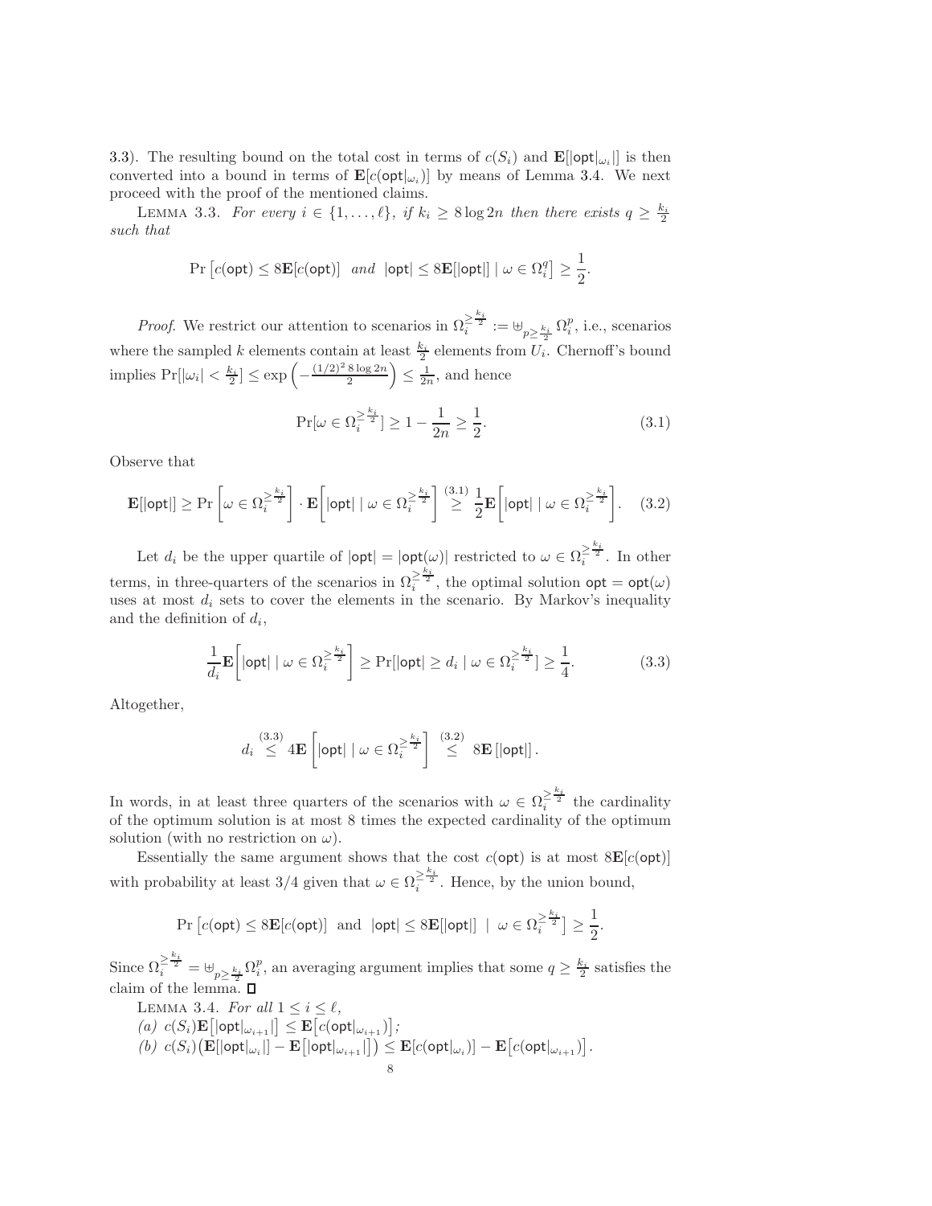3.3). The resulting bound on the total cost in terms of $c(S_i)$ and $\mathbf{E}[|\mathsf{opt}|_{\omega_i}|]$ is then converted into a bound in terms of $\mathbf{E}[c(\mathsf{opt}|_{\omega_i})]$ by means of Lemma 3.4. We next proceed with the proof of the mentioned claims.

LEMMA 3.3. *For every $i \in \{1, \ldots, \ell\}$, if $k_i \geq 8 \log 2n$ then there exists $q \geq \frac{k_i}{2}$ such that*

$$\Pr\left[c(\mathsf{opt}) \leq 8\mathbf{E}[c(\mathsf{opt})] \ \text{ and } \ |\mathsf{opt}| \leq 8\mathbf{E}[|\mathsf{opt}|] \mid \omega \in \Omega_i^q\right] \geq \frac{1}{2}.$$

*Proof.* We restrict our attention to scenarios in $\Omega_i^{\geq \frac{k_i}{2}} := \uplus_{p \geq \frac{k_i}{2}} \Omega_i^p$, i.e., scenarios where the sampled $k$ elements contain at least $\frac{k_i}{2}$ elements from $U_i$. Chernoff's bound implies $\Pr[|\omega_i| < \frac{k_i}{2}] \leq \exp\left(-\frac{(1/2)^2 \, 8 \log 2n}{2}\right) \leq \frac{1}{2n}$, and hence

$$\Pr[\omega \in \Omega_i^{\geq \frac{k_i}{2}}] \geq 1 - \frac{1}{2n} \geq \frac{1}{2}. \tag{3.1}$$

Observe that

$$\mathbf{E}[|\mathsf{opt}|] \geq \Pr\left[\omega \in \Omega_i^{\geq \frac{k_i}{2}}\right] \cdot \mathbf{E}\left[|\mathsf{opt}| \mid \omega \in \Omega_i^{\geq \frac{k_i}{2}}\right] \overset{(3.1)}{\geq} \frac{1}{2}\mathbf{E}\left[|\mathsf{opt}| \mid \omega \in \Omega_i^{\geq \frac{k_i}{2}}\right]. \tag{3.2}$$

Let $d_i$ be the upper quartile of $|\mathsf{opt}| = |\mathsf{opt}(\omega)|$ restricted to $\omega \in \Omega_i^{\geq \frac{k_i}{2}}$. In other terms, in three-quarters of the scenarios in $\Omega_i^{\geq \frac{k_i}{2}}$, the optimal solution $\mathsf{opt} = \mathsf{opt}(\omega)$ uses at most $d_i$ sets to cover the elements in the scenario. By Markov's inequality and the definition of $d_i$,

$$\frac{1}{d_i}\mathbf{E}\left[|\mathsf{opt}| \mid \omega \in \Omega_i^{\geq \frac{k_i}{2}}\right] \geq \Pr[|\mathsf{opt}| \geq d_i \mid \omega \in \Omega_i^{\geq \frac{k_i}{2}}] \geq \frac{1}{4}. \tag{3.3}$$

Altogether,

$$d_i \overset{(3.3)}{\leq} 4\mathbf{E}\left[|\mathsf{opt}| \mid \omega \in \Omega_i^{\geq \frac{k_i}{2}}\right] \overset{(3.2)}{\leq} 8\mathbf{E}\left[|\mathsf{opt}|\right].$$

In words, in at least three quarters of the scenarios with $\omega \in \Omega_i^{\geq \frac{k_i}{2}}$ the cardinality of the optimum solution is at most 8 times the expected cardinality of the optimum solution (with no restriction on $\omega$).

Essentially the same argument shows that the cost $c(\mathsf{opt})$ is at most $8\mathbf{E}[c(\mathsf{opt})]$ with probability at least $3/4$ given that $\omega \in \Omega_i^{\geq \frac{k_i}{2}}$. Hence, by the union bound,

$$\Pr\left[c(\mathsf{opt}) \leq 8\mathbf{E}[c(\mathsf{opt})] \ \text{ and } \ |\mathsf{opt}| \leq 8\mathbf{E}[|\mathsf{opt}|] \ \mid \ \omega \in \Omega_i^{\geq \frac{k_i}{2}}\right] \geq \frac{1}{2}.$$

Since $\Omega_i^{\geq \frac{k_i}{2}} = \uplus_{p \geq \frac{k_i}{2}} \Omega_i^p$, an averaging argument implies that some $q \geq \frac{k_i}{2}$ satisfies the claim of the lemma. $\square$

LEMMA 3.4. *For all $1 \leq i \leq \ell$,*
*(a)* $c(S_i)\mathbf{E}\left[|\mathsf{opt}|_{\omega_{i+1}}|\right] \leq \mathbf{E}\left[c(\mathsf{opt}|_{\omega_{i+1}})\right]$;
*(b)* $c(S_i)\left(\mathbf{E}[|\mathsf{opt}|_{\omega_i}|] - \mathbf{E}\left[|\mathsf{opt}|_{\omega_{i+1}}|\right]\right) \leq \mathbf{E}[c(\mathsf{opt}|_{\omega_i})] - \mathbf{E}\left[c(\mathsf{opt}|_{\omega_{i+1}})\right]$.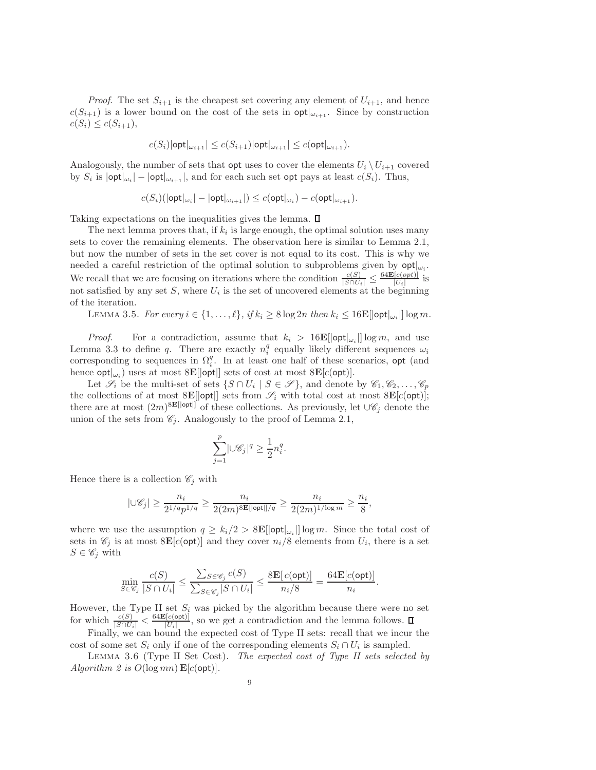*Proof*. The set $S_{i+1}$ is the cheapest set covering any element of $U_{i+1}$, and hence $c(S_{i+1})$ is a lower bound on the cost of the sets in $\mathsf{opt}|_{\omega_{i+1}}$. Since by construction $c(S_i) \leq c(S_{i+1})$,

$$c(S_i)|\mathsf{opt}|_{\omega_{i+1}}| \leq c(S_{i+1})|\mathsf{opt}|_{\omega_{i+1}}| \leq c(\mathsf{opt}|_{\omega_{i+1}}).$$

Analogously, the number of sets that $\mathsf{opt}$ uses to cover the elements $U_i \setminus U_{i+1}$ covered by $S_i$ is $|\mathsf{opt}|_{\omega_i}| - |\mathsf{opt}|_{\omega_{i+1}}|$, and for each such set $\mathsf{opt}$ pays at least $c(S_i)$. Thus,

$$c(S_i)(|\mathsf{opt}|_{\omega_i}| - |\mathsf{opt}|_{\omega_{i+1}}|) \leq c(\mathsf{opt}|_{\omega_i}) - c(\mathsf{opt}|_{\omega_{i+1}}).$$

Taking expectations on the inequalities gives the lemma. ∎

The next lemma proves that, if $k_i$ is large enough, the optimal solution uses many sets to cover the remaining elements. The observation here is similar to Lemma 2.1, but now the number of sets in the set cover is not equal to its cost. This is why we needed a careful restriction of the optimal solution to subproblems given by $\mathsf{opt}|_{\omega_i}$. We recall that we are focusing on iterations where the condition $\frac{c(S)}{|S \cap U_i|} \leq \frac{64\mathbf{E}[c(opt)]}{|U_i|}$ is not satisfied by any set $S$, where $U_i$ is the set of uncovered elements at the beginning of the iteration.

LEMMA 3.5. *For every $i \in \{1, \ldots, \ell\}$, if $k_i \geq 8 \log 2n$ then $k_i \leq 16\mathbf{E}[|\mathsf{opt}|_{\omega_i}|] \log m$.*

*Proof*. For a contradiction, assume that $k_i > 16\mathbf{E}[|\mathsf{opt}|_{\omega_i}|] \log m$, and use Lemma 3.3 to define $q$. There are exactly $n_i^q$ equally likely different sequences $\omega_i$ corresponding to sequences in $\Omega_i^q$. In at least one half of these scenarios, $\mathsf{opt}$ (and hence $\mathsf{opt}|_{\omega_i}$) uses at most $8\mathbf{E}[|\mathsf{opt}|]$ sets of cost at most $8\mathbf{E}[c(\mathsf{opt})]$.

Let $\mathscr{S}_i$ be the multi-set of sets $\{S \cap U_i \mid S \in \mathscr{S}\}$, and denote by $\mathscr{C}_1, \mathscr{C}_2, \ldots, \mathscr{C}_p$ the collections of at most $8\mathbf{E}[|\mathsf{opt}|]$ sets from $\mathscr{S}_i$ with total cost at most $8\mathbf{E}[c(\mathsf{opt})]$; there are at most $(2m)^{8\mathbf{E}[|\mathsf{opt}|]}$ of these collections. As previously, let $\cup\mathscr{C}_j$ denote the union of the sets from $\mathscr{C}_j$. Analogously to the proof of Lemma 2.1,

$$\sum_{j=1}^{p} |\cup\mathscr{C}_j|^q \geq \frac{1}{2} n_i^q.$$

Hence there is a collection $\mathscr{C}_j$ with

$$|\cup\mathscr{C}_j| \geq \frac{n_i}{2^{1/q} p^{1/q}} \geq \frac{n_i}{2(2m)^{8\mathbf{E}[|\mathsf{opt}|]/q}} \geq \frac{n_i}{2(2m)^{1/\log m}} \geq \frac{n_i}{8},$$

where we use the assumption $q \geq k_i/2 > 8\mathbf{E}[|\mathsf{opt}|_{\omega_i}|] \log m$. Since the total cost of sets in $\mathscr{C}_j$ is at most $8\mathbf{E}[c(\mathsf{opt})]$ and they cover $n_i/8$ elements from $U_i$, there is a set $S \in \mathscr{C}_j$ with

$$\min_{S \in \mathscr{C}_j} \frac{c(S)}{|S \cap U_i|} \leq \frac{\sum_{S \in \mathscr{C}_j} c(S)}{\sum_{S \in \mathscr{C}_j} |S \cap U_i|} \leq \frac{8\mathbf{E}[\,c(\mathsf{opt})]}{n_i/8} = \frac{64\mathbf{E}[c(\mathsf{opt})]}{n_i}.$$

However, the Type II set $S_i$ was picked by the algorithm because there were no set for which $\frac{c(S)}{|S \cap U_i|} < \frac{64\mathbf{E}[c(\mathsf{opt})]}{|U_i|}$, so we get a contradiction and the lemma follows. ∎

Finally, we can bound the expected cost of Type II sets: recall that we incur the cost of some set $S_i$ only if one of the corresponding elements $S_i \cap U_i$ is sampled.

LEMMA 3.6 (Type II Set Cost). *The expected cost of Type II sets selected by Algorithm 2 is $O(\log mn)\,\mathbf{E}[c(\mathsf{opt})]$.*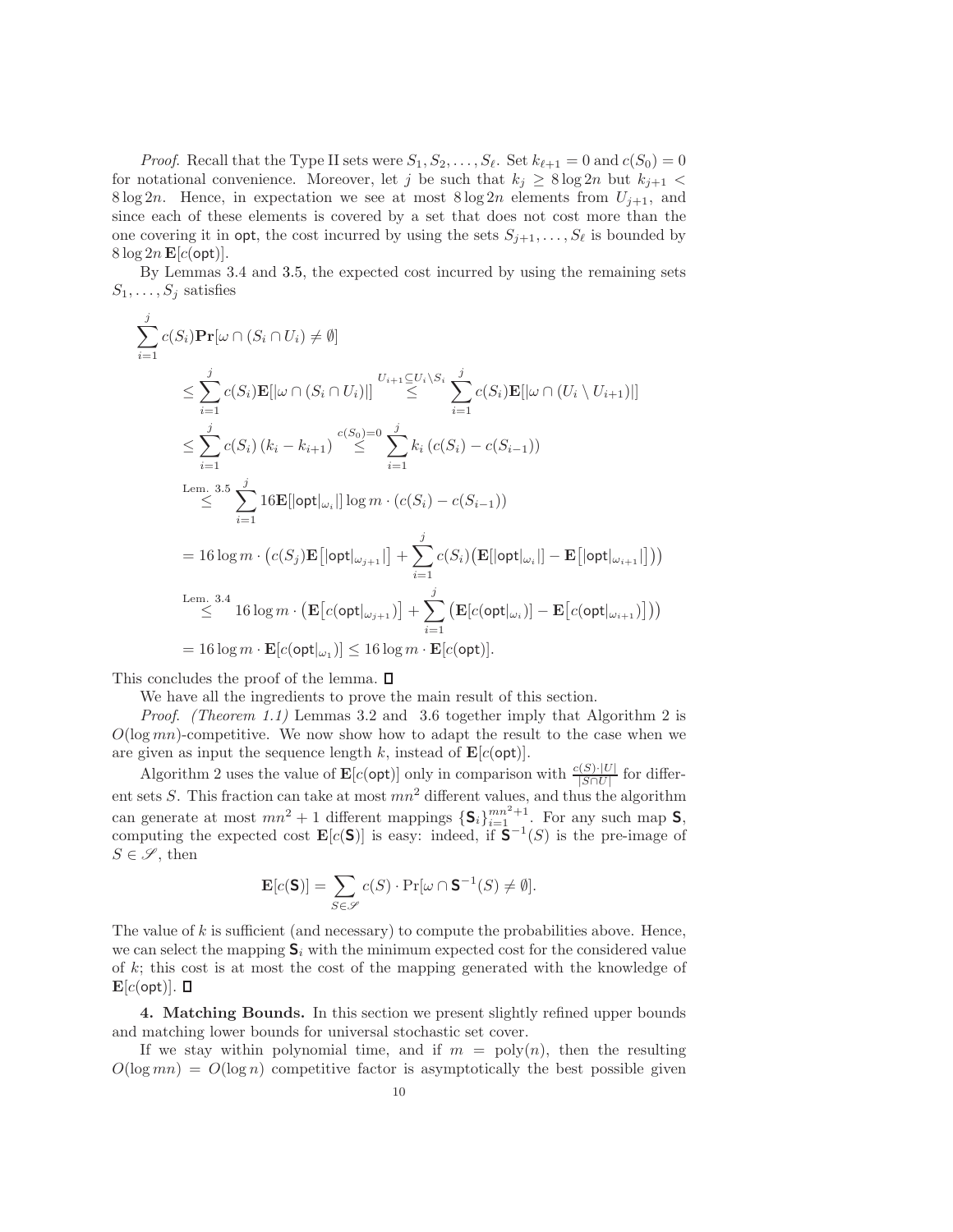*Proof*. Recall that the Type II sets were $S_1, S_2, \ldots, S_\ell$. Set $k_{\ell+1} = 0$ and $c(S_0) = 0$ for notational convenience. Moreover, let $j$ be such that $k_j \geq 8 \log 2n$ but $k_{j+1} < 8 \log 2n$. Hence, in expectation we see at most $8 \log 2n$ elements from $U_{j+1}$, and since each of these elements is covered by a set that does not cost more than the one covering it in $\mathsf{opt}$, the cost incurred by using the sets $S_{j+1}, \ldots, S_\ell$ is bounded by $8 \log 2n \, \mathbf{E}[c(\mathsf{opt})]$.

By Lemmas 3.4 and 3.5, the expected cost incurred by using the remaining sets $S_1, \ldots, S_j$ satisfies

$$
\begin{aligned}
&\sum_{i=1}^{j} c(S_i) \mathbf{Pr}[\omega \cap (S_i \cap U_i) \neq \emptyset] \\
&\qquad \leq \sum_{i=1}^{j} c(S_i) \mathbf{E}[|\omega \cap (S_i \cap U_i)|] \overset{U_{i+1} \subseteq U_i \setminus S_i}{\leq} \sum_{i=1}^{j} c(S_i) \mathbf{E}[|\omega \cap (U_i \setminus U_{i+1})|] \\
&\qquad \leq \sum_{i=1}^{j} c(S_i) \left(k_i - k_{i+1}\right) \overset{c(S_0)=0}{\leq} \sum_{i=1}^{j} k_i \left(c(S_i) - c(S_{i-1})\right) \\
&\qquad \overset{\text{Lem. 3.5}}{\leq} \sum_{i=1}^{j} 16 \mathbf{E}[|\mathsf{opt}|_{\omega_i}|] \log m \cdot (c(S_i) - c(S_{i-1})) \\
&\qquad = 16 \log m \cdot \left(c(S_j) \mathbf{E}\left[|\mathsf{opt}|_{\omega_{j+1}}|\right] + \sum_{i=1}^{j} c(S_i) \big(\mathbf{E}[|\mathsf{opt}|_{\omega_i}|] - \mathbf{E}\left[|\mathsf{opt}|_{\omega_{i+1}}|\right]\big)\right) \\
&\qquad \overset{\text{Lem. 3.4}}{\leq} 16 \log m \cdot \left(\mathbf{E}\left[c(\mathsf{opt}|_{\omega_{j+1}})\right] + \sum_{i=1}^{j} \left(\mathbf{E}[c(\mathsf{opt}|_{\omega_i})] - \mathbf{E}\left[c(\mathsf{opt}|_{\omega_{i+1}})\right]\right)\right) \\
&\qquad = 16 \log m \cdot \mathbf{E}[c(\mathsf{opt}|_{\omega_1})] \leq 16 \log m \cdot \mathbf{E}[c(\mathsf{opt})].
\end{aligned}
$$

This concludes the proof of the lemma. ∎

We have all the ingredients to prove the main result of this section.

*Proof. (Theorem 1.1)* Lemmas 3.2 and 3.6 together imply that Algorithm 2 is $O(\log mn)$-competitive. We now show how to adapt the result to the case when we are given as input the sequence length $k$, instead of $\mathbf{E}[c(\mathsf{opt})]$.

Algorithm 2 uses the value of $\mathbf{E}[c(\mathsf{opt})]$ only in comparison with $\frac{c(S) \cdot |U|}{|S \cap U|}$ for different sets $S$. This fraction can take at most $mn^2$ different values, and thus the algorithm can generate at most $mn^2 + 1$ different mappings $\{\mathbf{S}_i\}_{i=1}^{mn^2+1}$. For any such map $\mathbf{S}$, computing the expected cost $\mathbf{E}[c(\mathbf{S})]$ is easy: indeed, if $\mathbf{S}^{-1}(S)$ is the pre-image of $S \in \mathscr{S}$, then

$$\mathbf{E}[c(\mathbf{S})] = \sum_{S \in \mathscr{S}} c(S) \cdot \Pr[\omega \cap \mathbf{S}^{-1}(S) \neq \emptyset].$$

The value of $k$ is sufficient (and necessary) to compute the probabilities above. Hence, we can select the mapping $\mathbf{S}_i$ with the minimum expected cost for the considered value of $k$; this cost is at most the cost of the mapping generated with the knowledge of $\mathbf{E}[c(\mathsf{opt})]$. ∎

## 4. Matching Bounds.

In this section we present slightly refined upper bounds and matching lower bounds for universal stochastic set cover.

If we stay within polynomial time, and if $m = \text{poly}(n)$, then the resulting $O(\log mn) = O(\log n)$ competitive factor is asymptotically the best possible given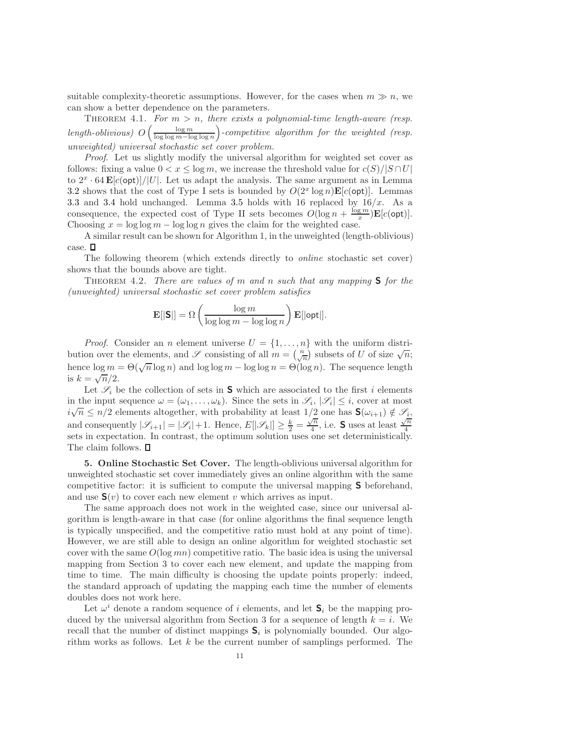suitable complexity-theoretic assumptions. However, for the cases when $m \gg n$, we can show a better dependence on the parameters.

THEOREM 4.1. *For $m > n$, there exists a polynomial-time length-aware (resp. length-oblivious) $O\left(\frac{\log m}{\log\log m - \log\log n}\right)$-competitive algorithm for the weighted (resp. unweighted) universal stochastic set cover problem.*

*Proof.* Let us slightly modify the universal algorithm for weighted set cover as follows: fixing a value $0 < x \leq \log m$, we increase the threshold value for $c(S)/|S \cap U|$ to $2^x \cdot 64\,\mathbf{E}[c(\mathsf{opt})]/|U|$. Let us adapt the analysis. The same argument as in Lemma 3.2 shows that the cost of Type I sets is bounded by $O(2^x \log n)\mathbf{E}[c(\mathsf{opt})]$. Lemmas 3.3 and 3.4 hold unchanged. Lemma 3.5 holds with 16 replaced by $16/x$. As a consequence, the expected cost of Type II sets becomes $O(\log n + \frac{\log m}{x})\mathbf{E}[c(\mathsf{opt})]$. Choosing $x = \log\log m - \log\log n$ gives the claim for the weighted case.

A similar result can be shown for Algorithm 1, in the unweighted (length-oblivious) case. ◻

The following theorem (which extends directly to *online* stochastic set cover) shows that the bounds above are tight.

THEOREM 4.2. *There are values of $m$ and $n$ such that any mapping $\mathbf{S}$ for the (unweighted) universal stochastic set cover problem satisfies*

$$\mathbf{E}[|\mathbf{S}|] = \Omega\left(\frac{\log m}{\log\log m - \log\log n}\right)\mathbf{E}[|\mathsf{opt}|].$$

*Proof.* Consider an $n$ element universe $U = \{1, \ldots, n\}$ with the uniform distribution over the elements, and $\mathscr{S}$ consisting of all $m = \binom{n}{\sqrt{n}}$ subsets of $U$ of size $\sqrt{n}$; hence $\log m = \Theta(\sqrt{n}\log n)$ and $\log\log m - \log\log n = \Theta(\log n)$. The sequence length is $k = \sqrt{n}/2$.

Let $\mathscr{S}_i$ be the collection of sets in $\mathbf{S}$ which are associated to the first $i$ elements in the input sequence $\omega = (\omega_1, \ldots, \omega_k)$. Since the sets in $\mathscr{S}_i$, $|\mathscr{S}_i| \leq i$, cover at most $i\sqrt{n} \leq n/2$ elements altogether, with probability at least $1/2$ one has $\mathbf{S}(\omega_{i+1}) \notin \mathscr{S}_i$, and consequently $|\mathscr{S}_{i+1}| = |\mathscr{S}_i| + 1$. Hence, $E[|\mathscr{S}_k|] \geq \frac{k}{2} = \frac{\sqrt{n}}{4}$, i.e. $\mathbf{S}$ uses at least $\frac{\sqrt{n}}{4}$ sets in expectation. In contrast, the optimum solution uses one set deterministically. The claim follows. ◻

**5. Online Stochastic Set Cover.** The length-oblivious universal algorithm for unweighted stochastic set cover immediately gives an online algorithm with the same competitive factor: it is sufficient to compute the universal mapping $\mathbf{S}$ beforehand, and use $\mathbf{S}(v)$ to cover each new element $v$ which arrives as input.

The same approach does not work in the weighted case, since our universal algorithm is length-aware in that case (for online algorithms the final sequence length is typically unspecified, and the competitive ratio must hold at any point of time). However, we are still able to design an online algorithm for weighted stochastic set cover with the same $O(\log mn)$ competitive ratio. The basic idea is using the universal mapping from Section 3 to cover each new element, and update the mapping from time to time. The main difficulty is choosing the update points properly: indeed, the standard approach of updating the mapping each time the number of elements doubles does not work here.

Let $\omega^i$ denote a random sequence of $i$ elements, and let $\mathbf{S}_i$ be the mapping produced by the universal algorithm from Section 3 for a sequence of length $k = i$. We recall that the number of distinct mappings $\mathbf{S}_i$ is polynomially bounded. Our algorithm works as follows. Let $k$ be the current number of samplings performed. The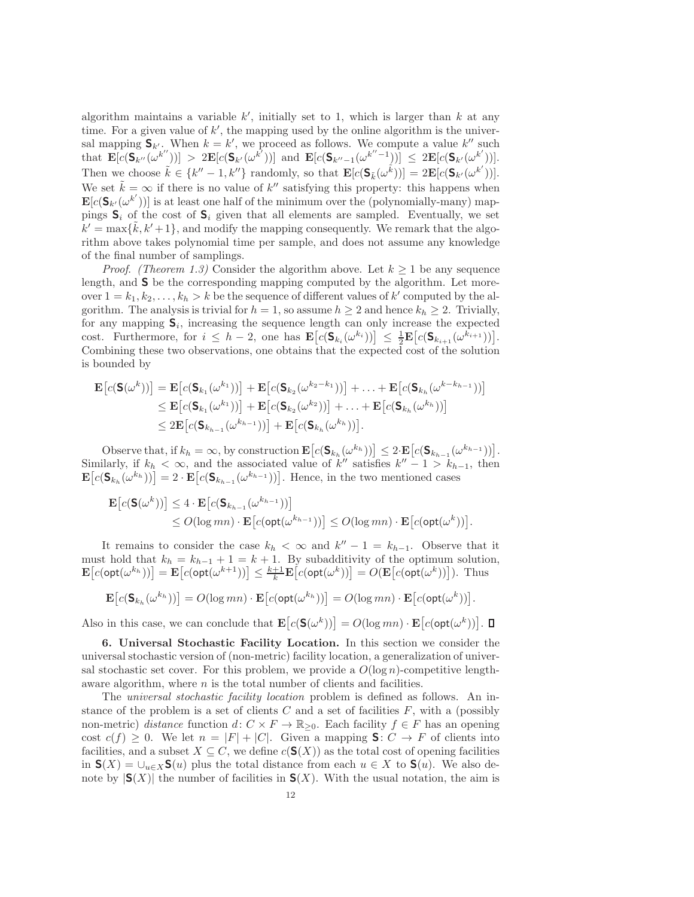algorithm maintains a variable $k'$, initially set to 1, which is larger than $k$ at any time. For a given value of $k'$, the mapping used by the online algorithm is the universal mapping $\mathsf{S}_{k'}$. When $k = k'$, we proceed as follows. We compute a value $k''$ such that $\mathbf{E}[c(\mathsf{S}_{k''}(\omega^{k''}))] > 2\mathbf{E}[c(\mathsf{S}_{k'}(\omega^{k'}))]$ and $\mathbf{E}[c(\mathsf{S}_{k''-1}(\omega^{k''-1}))] \le 2\mathbf{E}[c(\mathsf{S}_{k'}(\omega^{k'}))]$. Then we choose $\tilde{k} \in \{k''-1, k''\}$ randomly, so that $\mathbf{E}[c(\mathsf{S}_{\tilde{k}}(\omega^{\tilde{k}}))] = 2\mathbf{E}[c(\mathsf{S}_{k'}(\omega^{k'}))]$. We set $\tilde{k} = \infty$ if there is no value of $k''$ satisfying this property: this happens when $\mathbf{E}[c(\mathsf{S}_{k'}(\omega^{k'}))]$ is at least one half of the minimum over the (polynomially-many) mappings $\mathsf{S}_i$ of the cost of $\mathsf{S}_i$ given that all elements are sampled. Eventually, we set $k' = \max\{\tilde{k}, k'+1\}$, and modify the mapping consequently. We remark that the algorithm above takes polynomial time per sample, and does not assume any knowledge of the final number of samplings.

*Proof. (Theorem 1.3)* Consider the algorithm above. Let $k \ge 1$ be any sequence length, and $\mathsf{S}$ be the corresponding mapping computed by the algorithm. Let moreover $1 = k_1, k_2, \ldots, k_h > k$ be the sequence of different values of $k'$ computed by the algorithm. The analysis is trivial for $h = 1$, so assume $h \ge 2$ and hence $k_h \ge 2$. Trivially, for any mapping $\mathsf{S}_i$, increasing the sequence length can only increase the expected cost. Furthermore, for $i \le h-2$, one has $\mathbf{E}\big[c(\mathsf{S}_{k_i}(\omega^{k_i}))\big] \le \frac{1}{2}\mathbf{E}\big[c(\mathsf{S}_{k_{i+1}}(\omega^{k_{i+1}}))\big]$. Combining these two observations, one obtains that the expected cost of the solution is bounded by

$$
\begin{aligned}
\mathbf{E}\big[c(\mathsf{S}(\omega^k))\big] &= \mathbf{E}\big[c(\mathsf{S}_{k_1}(\omega^{k_1}))\big] + \mathbf{E}\big[c(\mathsf{S}_{k_2}(\omega^{k_2-k_1}))\big] + \ldots + \mathbf{E}\big[c(\mathsf{S}_{k_h}(\omega^{k-k_{h-1}}))\big] \\
&\le \mathbf{E}\big[c(\mathsf{S}_{k_1}(\omega^{k_1}))\big] + \mathbf{E}\big[c(\mathsf{S}_{k_2}(\omega^{k_2}))\big] + \ldots + \mathbf{E}\big[c(\mathsf{S}_{k_h}(\omega^{k_h}))\big] \\
&\le 2\mathbf{E}\big[c(\mathsf{S}_{k_{h-1}}(\omega^{k_{h-1}}))\big] + \mathbf{E}\big[c(\mathsf{S}_{k_h}(\omega^{k_h}))\big].
\end{aligned}
$$

Observe that, if $k_h = \infty$, by construction $\mathbf{E}\big[c(\mathsf{S}_{k_h}(\omega^{k_h}))\big] \le 2\cdot\mathbf{E}\big[c(\mathsf{S}_{k_{h-1}}(\omega^{k_{h-1}}))\big]$. Similarly, if $k_h < \infty$, and the associated value of $k''$ satisfies $k''-1 > k_{h-1}$, then $\mathbf{E}\big[c(\mathsf{S}_{k_h}(\omega^{k_h}))\big] = 2\cdot\mathbf{E}\big[c(\mathsf{S}_{k_{h-1}}(\omega^{k_{h-1}}))\big]$. Hence, in the two mentioned cases

$$
\begin{aligned}
\mathbf{E}\big[c(\mathsf{S}(\omega^k))\big] &\le 4\cdot\mathbf{E}\big[c(\mathsf{S}_{k_{h-1}}(\omega^{k_{h-1}}))\big] \\
&\le O(\log mn)\cdot\mathbf{E}\big[c(\mathsf{opt}(\omega^{k_{h-1}}))\big] \le O(\log mn)\cdot\mathbf{E}\big[c(\mathsf{opt}(\omega^{k}))\big].
\end{aligned}
$$

It remains to consider the case $k_h < \infty$ and $k''-1 = k_{h-1}$. Observe that it must hold that $k_h = k_{h-1}+1 = k+1$. By subadditivity of the optimum solution, $\mathbf{E}\big[c(\mathsf{opt}(\omega^{k_h}))\big] = \mathbf{E}\big[c(\mathsf{opt}(\omega^{k+1}))\big] \le \frac{k+1}{k}\mathbf{E}\big[c(\mathsf{opt}(\omega^{k}))\big] = O(\mathbf{E}\big[c(\mathsf{opt}(\omega^{k}))\big])$. Thus

$$
\mathbf{E}\big[c(\mathsf{S}_{k_h}(\omega^{k_h}))\big] = O(\log mn)\cdot\mathbf{E}\big[c(\mathsf{opt}(\omega^{k_h}))\big] = O(\log mn)\cdot\mathbf{E}\big[c(\mathsf{opt}(\omega^{k}))\big].
$$

Also in this case, we can conclude that $\mathbf{E}\big[c(\mathsf{S}(\omega^k))\big] = O(\log mn)\cdot\mathbf{E}\big[c(\mathsf{opt}(\omega^{k}))\big]$. ∎

## 6. Universal Stochastic Facility Location.

In this section we consider the universal stochastic version of (non-metric) facility location, a generalization of universal stochastic set cover. For this problem, we provide a $O(\log n)$-competitive length-aware algorithm, where $n$ is the total number of clients and facilities.

The *universal stochastic facility location* problem is defined as follows. An instance of the problem is a set of clients $C$ and a set of facilities $F$, with a (possibly non-metric) *distance* function $d\colon C \times F \to \mathbb{R}_{\ge 0}$. Each facility $f \in F$ has an opening cost $c(f) \ge 0$. We let $n = |F| + |C|$. Given a mapping $\mathsf{S}\colon C \to F$ of clients into facilities, and a subset $X \subseteq C$, we define $c(\mathsf{S}(X))$ as the total cost of opening facilities in $\mathsf{S}(X) = \cup_{u\in X}\mathsf{S}(u)$ plus the total distance from each $u \in X$ to $\mathsf{S}(u)$. We also denote by $|\mathsf{S}(X)|$ the number of facilities in $\mathsf{S}(X)$. With the usual notation, the aim is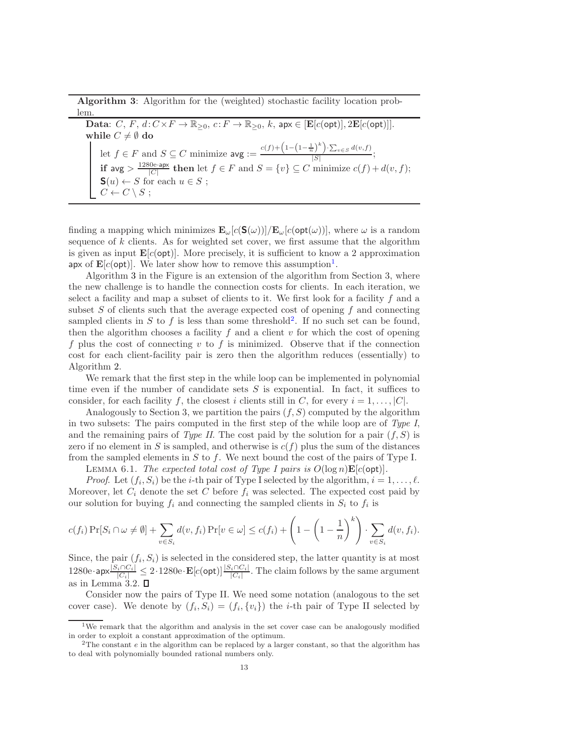**Algorithm 3**: Algorithm for the (weighted) stochastic facility location problem.

**Data**: $C$, $F$, $d\colon C \times F \to \mathbb{R}_{\geq 0}$, $c\colon F \to \mathbb{R}_{\geq 0}$, $k$, $\mathsf{apx} \in [\mathbf{E}[c(\mathsf{opt})], 2\mathbf{E}[c(\mathsf{opt})]]$.

**while** $C \neq \emptyset$ **do**

- let $f \in F$ and $S \subseteq C$ minimize $\mathsf{avg} := \frac{c(f) + \left(1 - \left(1 - \frac{1}{n}\right)^k\right) \cdot \sum_{v \in S} d(v,f)}{|S|}$;
- **if** $\mathsf{avg} > \frac{1280\mathrm{e} \cdot \mathsf{apx}}{|C|}$ **then** let $f \in F$ and $S = \{v\} \subseteq C$ minimize $c(f) + d(v,f)$;
- $\mathbf{S}(u) \leftarrow S$ for each $u \in S$ ;
- $C \leftarrow C \setminus S$ ;

finding a mapping which minimizes $\mathbf{E}_\omega[c(\mathbf{S}(\omega))]/\mathbf{E}_\omega[c(\mathsf{opt}(\omega))]$, where $\omega$ is a random sequence of $k$ clients. As for weighted set cover, we first assume that the algorithm is given as input $\mathbf{E}[c(\mathsf{opt})]$. More precisely, it is sufficient to know a 2 approximation $\mathsf{apx}$ of $\mathbf{E}[c(\mathsf{opt})]$. We later show how to remove this assumption[1].

Algorithm 3 in the Figure is an extension of the algorithm from Section 3, where the new challenge is to handle the connection costs for clients. In each iteration, we select a facility and map a subset of clients to it. We first look for a facility $f$ and a subset $S$ of clients such that the average expected cost of opening $f$ and connecting sampled clients in $S$ to $f$ is less than some threshold[2]. If no such set can be found, then the algorithm chooses a facility $f$ and a client $v$ for which the cost of opening $f$ plus the cost of connecting $v$ to $f$ is minimized. Observe that if the connection cost for each client-facility pair is zero then the algorithm reduces (essentially) to Algorithm 2.

We remark that the first step in the while loop can be implemented in polynomial time even if the number of candidate sets $S$ is exponential. In fact, it suffices to consider, for each facility $f$, the closest $i$ clients still in $C$, for every $i = 1, \dots, |C|$.

Analogously to Section 3, we partition the pairs $(f, S)$ computed by the algorithm in two subsets: The pairs computed in the first step of the while loop are of *Type I*, and the remaining pairs of *Type II*. The cost paid by the solution for a pair $(f, S)$ is zero if no element in $S$ is sampled, and otherwise is $c(f)$ plus the sum of the distances from the sampled elements in $S$ to $f$. We next bound the cost of the pairs of Type I.

Lemma 6.1. *The expected total cost of Type I pairs is $O(\log n)\mathbf{E}[c(\mathsf{opt})]$.*

*Proof.* Let $(f_i, S_i)$ be the $i$-th pair of Type I selected by the algorithm, $i = 1, \dots, \ell$. Moreover, let $C_i$ denote the set $C$ before $f_i$ was selected. The expected cost paid by our solution for buying $f_i$ and connecting the sampled clients in $S_i$ to $f_i$ is

$$c(f_i)\Pr[S_i \cap \omega \neq \emptyset] + \sum_{v \in S_i} d(v, f_i) \Pr[v \in \omega] \leq c(f_i) + \left(1 - \left(1 - \frac{1}{n}\right)^k\right) \cdot \sum_{v \in S_i} d(v, f_i).$$

Since, the pair $(f_i, S_i)$ is selected in the considered step, the latter quantity is at most $1280\mathrm{e} \cdot \mathsf{apx} \frac{|S_i \cap C_i|}{|C_i|} \leq 2 \cdot 1280\mathrm{e} \cdot \mathbf{E}[c(\mathsf{opt})] \frac{|S_i \cap C_i|}{|C_i|}$. The claim follows by the same argument as in Lemma 3.2. $\square$

Consider now the pairs of Type II. We need some notation (analogous to the set cover case). We denote by $(f_i, S_i) = (f_i, \{v_i\})$ the $i$-th pair of Type II selected by

[1] We remark that the algorithm and analysis in the set cover case can be analogously modified in order to exploit a constant approximation of the optimum.

[2] The constant $e$ in the algorithm can be replaced by a larger constant, so that the algorithm has to deal with polynomially bounded rational numbers only.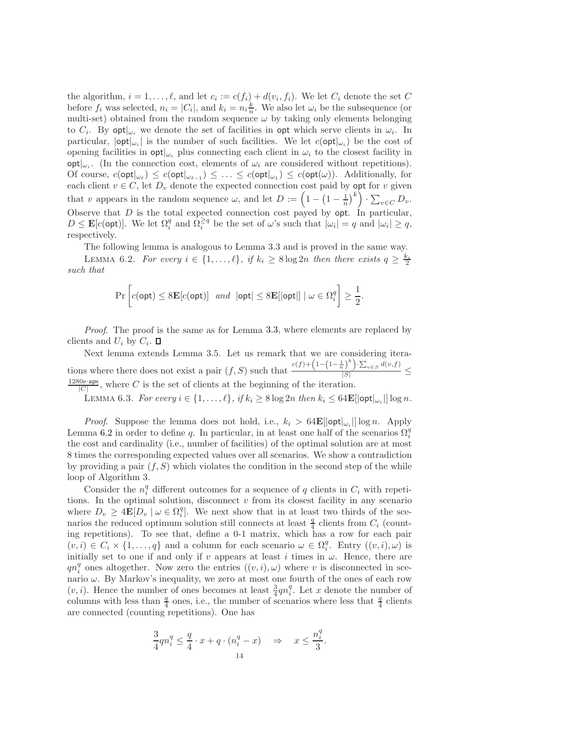the algorithm, $i = 1, \ldots, \ell$, and let $c_i := c(f_i) + d(v_i, f_i)$. We let $C_i$ denote the set $C$ before $f_i$ was selected, $n_i = |C_i|$, and $k_i = n_i \frac{k}{n}$. We also let $\omega_i$ be the subsequence (or multi-set) obtained from the random sequence $\omega$ by taking only elements belonging to $C_i$. By $\mathsf{opt}|_{\omega_i}$ we denote the set of facilities in $\mathsf{opt}$ which serve clients in $\omega_i$. In particular, $|\mathsf{opt}|_{\omega_i}|$ is the number of such facilities. We let $c(\mathsf{opt}|_{\omega_i})$ be the cost of opening facilities in $\mathsf{opt}|_{\omega_i}$ plus connecting each client in $\omega_i$ to the closest facility in $\mathsf{opt}|_{\omega_i}$. (In the connection cost, elements of $\omega_i$ are considered without repetitions). Of course, $c(\mathsf{opt}|_{\omega_\ell}) \leq c(\mathsf{opt}|_{\omega_{\ell-1}}) \leq \ldots \leq c(\mathsf{opt}|_{\omega_1}) \leq c(\mathsf{opt}(\omega))$. Additionally, for each client $v \in C$, let $D_v$ denote the expected connection cost paid by $\mathsf{opt}$ for $v$ given that $v$ appears in the random sequence $\omega$, and let $D := \left(1 - \left(1 - \frac{1}{n}\right)^k\right) \cdot \sum_{v \in C} D_v$. Observe that $D$ is the total expected connection cost payed by $\mathsf{opt}$. In particular, $D \leq \mathbf{E}[c(\mathsf{opt})]$. We let $\Omega_i^q$ and $\Omega_i^{\geq q}$ be the set of $\omega$'s such that $|\omega_i| = q$ and $|\omega_i| \geq q$, respectively.

The following lemma is analogous to Lemma 3.3 and is proved in the same way.

LEMMA 6.2. *For every $i \in \{1, \ldots, \ell\}$, if $k_i \geq 8 \log 2n$ then there exists $q \geq \frac{k_i}{2}$ such that*

$$\Pr\left[c(\mathsf{opt}) \leq 8\mathbf{E}[c(\mathsf{opt})] \;\; \textit{and} \;\; |\mathsf{opt}| \leq 8\mathbf{E}[|\mathsf{opt}|] \mid \omega \in \Omega_i^q\right] \geq \frac{1}{2}.$$

*Proof.* The proof is the same as for Lemma 3.3, where elements are replaced by clients and $U_i$ by $C_i$. ∎

Next lemma extends Lemma 3.5. Let us remark that we are considering iterations where there does not exist a pair $(f, S)$ such that $\frac{c(f) + \left(1 - \left(1 - \frac{1}{n}\right)^k\right) \cdot \sum_{v \in S} d(v,f)}{|S|} \leq \frac{1280e \cdot \mathsf{apx}}{|C|}$, where $C$ is the set of clients at the beginning of the iteration.

LEMMA 6.3. *For every $i \in \{1, \ldots, \ell\}$, if $k_i \geq 8 \log 2n$ then $k_i \leq 64\mathbf{E}[|\mathsf{opt}|_{\omega_i}|] \log n$.*

*Proof.* Suppose the lemma does not hold, i.e., $k_i > 64\mathbf{E}[|\mathsf{opt}|_{\omega_i}|] \log n$. Apply Lemma 6.2 in order to define $q$. In particular, in at least one half of the scenarios $\Omega_i^q$ the cost and cardinality (i.e., number of facilities) of the optimal solution are at most 8 times the corresponding expected values over all scenarios. We show a contradiction by providing a pair $(f, S)$ which violates the condition in the second step of the while loop of Algorithm 3.

Consider the $n_i^q$ different outcomes for a sequence of $q$ clients in $C_i$ with repetitions. In the optimal solution, disconnect $v$ from its closest facility in any scenario where $D_v \geq 4\mathbf{E}[D_v \mid \omega \in \Omega_i^q]$. We next show that in at least two thirds of the scenarios the reduced optimum solution still connects at least $\frac{q}{4}$ clients from $C_i$ (counting repetitions). To see that, define a 0-1 matrix, which has a row for each pair $(v, i) \in C_i \times \{1, \ldots, q\}$ and a column for each scenario $\omega \in \Omega_i^q$. Entry $((v, i), \omega)$ is initially set to one if and only if $v$ appears at least $i$ times in $\omega$. Hence, there are $qn_i^q$ ones altogether. Now zero the entries $((v, i), \omega)$ where $v$ is disconnected in scenario $\omega$. By Markov's inequality, we zero at most one fourth of the ones of each row $(v, i)$. Hence the number of ones becomes at least $\frac{3}{4}qn_i^q$. Let $x$ denote the number of columns with less than $\frac{q}{4}$ ones, i.e., the number of scenarios where less that $\frac{q}{4}$ clients are connected (counting repetitions). One has

$$\frac{3}{4}qn_i^q \leq \frac{q}{4} \cdot x + q \cdot (n_i^q - x) \quad \Rightarrow \quad x \leq \frac{n_i^q}{3}.$$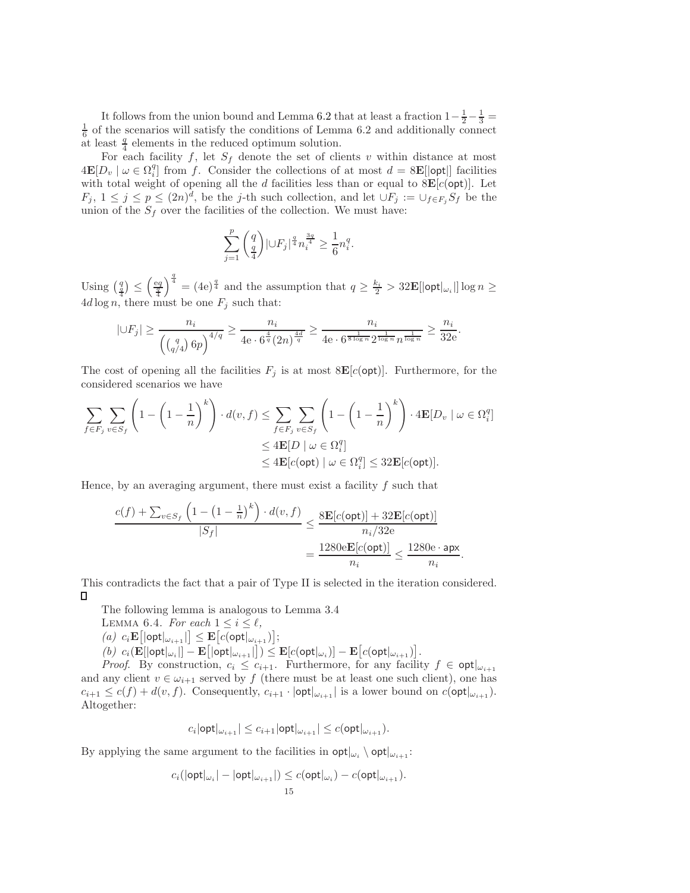It follows from the union bound and Lemma 6.2 that at least a fraction $1-\frac{1}{2}-\frac{1}{3}=\frac{1}{6}$ of the scenarios will satisfy the conditions of Lemma 6.2 and additionally connect at least $\frac{q}{4}$ elements in the reduced optimum solution.

For each facility $f$, let $S_f$ denote the set of clients $v$ within distance at most $4\mathbf{E}[D_v \mid \omega \in \Omega_i^q]$ from $f$. Consider the collections of at most $d = 8\mathbf{E}[|\mathsf{opt}|]$ facilities with total weight of opening all the $d$ facilities less than or equal to $8\mathbf{E}[c(\mathsf{opt})]$. Let $F_j$, $1 \leq j \leq p \leq (2n)^d$, be the $j$-th such collection, and let $\cup F_j := \cup_{f \in F_j} S_f$ be the union of the $S_f$ over the facilities of the collection. We must have:

$$\sum_{j=1}^{p} \binom{q}{\frac{q}{4}} |\cup F_j|^{\frac{q}{4}} n_i^{\frac{3q}{4}} \geq \frac{1}{6} n_i^q.$$

Using $\binom{q}{\frac{q}{4}} \leq \left(\frac{\mathrm{e}q}{\frac{q}{4}}\right)^{\frac{q}{4}} = (4\mathrm{e})^{\frac{q}{4}}$ and the assumption that $q \geq \frac{k_i}{2} > 32\mathbf{E}[|\mathsf{opt}|_{\omega_i}|]\log n \geq 4d \log n$, there must be one $F_j$ such that:

$$|\cup F_j| \geq \frac{n_i}{\left(\binom{q}{q/4} 6p\right)^{4/q}} \geq \frac{n_i}{4\mathrm{e} \cdot 6^{\frac{4}{q}} (2n)^{\frac{4d}{q}}} \geq \frac{n_i}{4\mathrm{e} \cdot 6^{\frac{1}{8 \log n}} 2^{\frac{1}{\log n}} n^{\frac{1}{\log n}}} \geq \frac{n_i}{32\mathrm{e}}.$$

The cost of opening all the facilities $F_j$ is at most $8\mathbf{E}[c(\mathsf{opt})]$. Furthermore, for the considered scenarios we have

$$\begin{aligned}
\sum_{f \in F_j} \sum_{v \in S_f} \left(1 - \left(1 - \frac{1}{n}\right)^k\right) \cdot d(v,f) &\leq \sum_{f \in F_j} \sum_{v \in S_f} \left(1 - \left(1 - \frac{1}{n}\right)^k\right) \cdot 4\mathbf{E}[D_v \mid \omega \in \Omega_i^q] \\
&\leq 4\mathbf{E}[D \mid \omega \in \Omega_i^q] \\
&\leq 4\mathbf{E}[c(\mathsf{opt}) \mid \omega \in \Omega_i^q] \leq 32\mathbf{E}[c(\mathsf{opt})].
\end{aligned}$$

Hence, by an averaging argument, there must exist a facility $f$ such that

$$\begin{aligned}
\frac{c(f) + \sum_{v \in S_f} \left(1 - \left(1 - \frac{1}{n}\right)^k\right) \cdot d(v,f)}{|S_f|} &\leq \frac{8\mathbf{E}[c(\mathsf{opt})] + 32\mathbf{E}[c(\mathsf{opt})]}{n_i/32\mathrm{e}} \\
&= \frac{1280\mathrm{e}\mathbf{E}[c(\mathsf{opt})]}{n_i} \leq \frac{1280\mathrm{e} \cdot \mathsf{apx}}{n_i}.
\end{aligned}$$

This contradicts the fact that a pair of Type II is selected in the iteration considered. $\square$

The following lemma is analogous to Lemma 3.4

Lemma 6.4. *For each $1 \leq i \leq \ell$,*

*(a) $c_i \mathbf{E}\big[|\mathsf{opt}|_{\omega_{i+1}}|\big] \leq \mathbf{E}\big[c(\mathsf{opt}|_{\omega_{i+1}})\big]$;*

*(b) $c_i(\mathbf{E}[|\mathsf{opt}|_{\omega_i}|] - \mathbf{E}\big[|\mathsf{opt}|_{\omega_{i+1}}|\big]) \leq \mathbf{E}[c(\mathsf{opt}|_{\omega_i})] - \mathbf{E}\big[c(\mathsf{opt}|_{\omega_{i+1}})\big]$.*

*Proof.* By construction, $c_i \leq c_{i+1}$. Furthermore, for any facility $f \in \mathsf{opt}|_{\omega_{i+1}}$ and any client $v \in \omega_{i+1}$ served by $f$ (there must be at least one such client), one has $c_{i+1} \leq c(f) + d(v,f)$. Consequently, $c_{i+1} \cdot |\mathsf{opt}|_{\omega_{i+1}}|$ is a lower bound on $c(\mathsf{opt}|_{\omega_{i+1}})$. Altogether:

$$c_i |\mathsf{opt}|_{\omega_{i+1}}| \leq c_{i+1} |\mathsf{opt}|_{\omega_{i+1}}| \leq c(\mathsf{opt}|_{\omega_{i+1}}).$$

By applying the same argument to the facilities in $\mathsf{opt}|_{\omega_i} \setminus \mathsf{opt}|_{\omega_{i+1}}$:

$$c_i(|\mathsf{opt}|_{\omega_i}| - |\mathsf{opt}|_{\omega_{i+1}}|) \leq c(\mathsf{opt}|_{\omega_i}) - c(\mathsf{opt}|_{\omega_{i+1}}).$$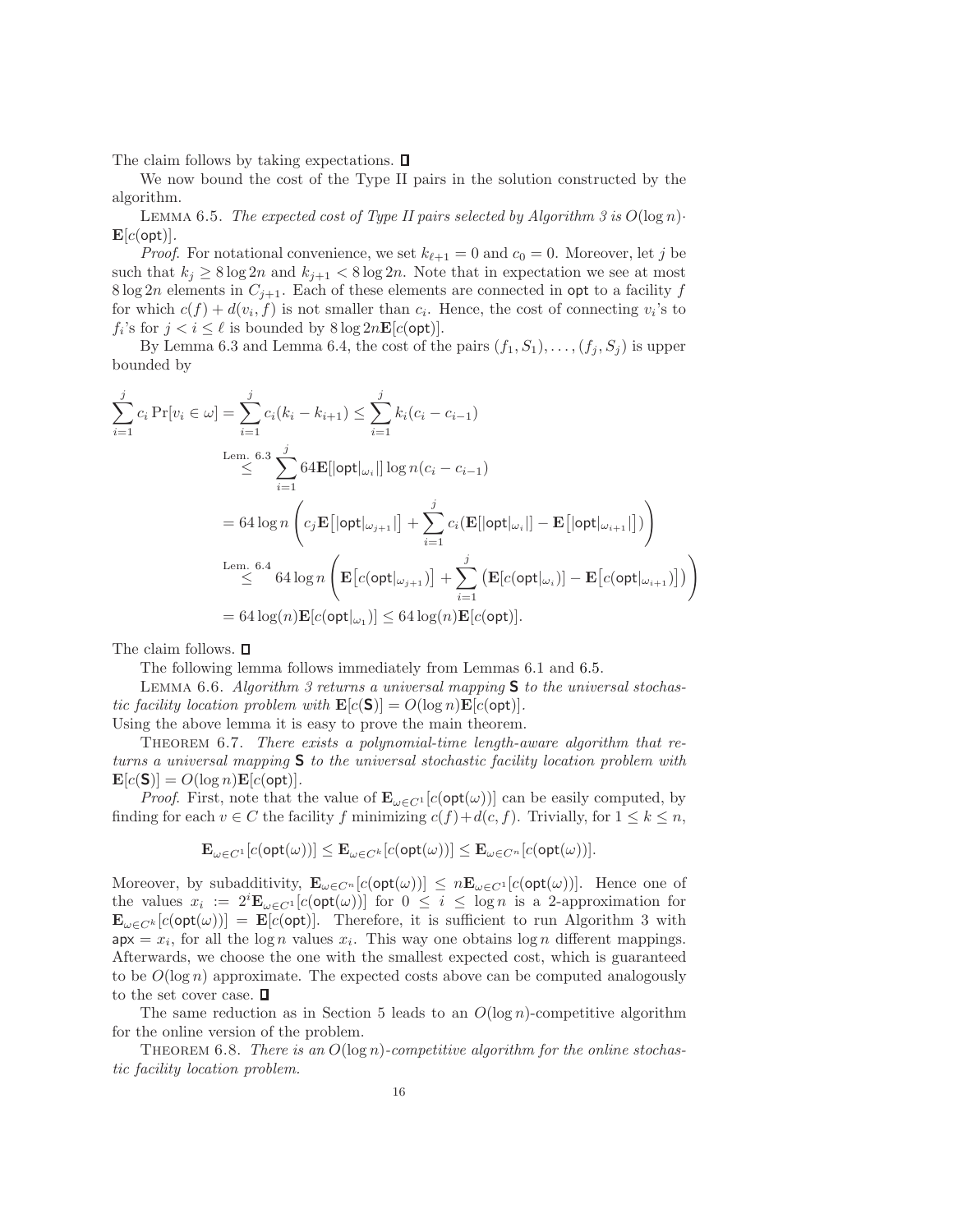The claim follows by taking expectations. ∎

We now bound the cost of the Type II pairs in the solution constructed by the algorithm.

Lemma 6.5. *The expected cost of Type II pairs selected by Algorithm 3 is $O(\log n)\cdot \mathbf{E}[c(\mathsf{opt})]$.*

*Proof.* For notational convenience, we set $k_{\ell+1} = 0$ and $c_0 = 0$. Moreover, let $j$ be such that $k_j \geq 8\log 2n$ and $k_{j+1} < 8\log 2n$. Note that in expectation we see at most $8\log 2n$ elements in $C_{j+1}$. Each of these elements are connected in $\mathsf{opt}$ to a facility $f$ for which $c(f) + d(v_i, f)$ is not smaller than $c_i$. Hence, the cost of connecting $v_i$'s to $f_i$'s for $j < i \leq \ell$ is bounded by $8\log 2n\mathbf{E}[c(\mathsf{opt})]$.

By Lemma 6.3 and Lemma 6.4, the cost of the pairs $(f_1, S_1), \ldots, (f_j, S_j)$ is upper bounded by

$$
\begin{aligned}
\sum_{i=1}^{j} c_i \Pr[v_i \in \omega] &= \sum_{i=1}^{j} c_i(k_i - k_{i+1}) \leq \sum_{i=1}^{j} k_i(c_i - c_{i-1}) \\
&\overset{\text{Lem. 6.3}}{\leq} \sum_{i=1}^{j} 64\mathbf{E}[|\mathsf{opt}|_{\omega_i}|]\log n(c_i - c_{i-1}) \\
&= 64\log n\left(c_j\mathbf{E}\left[|\mathsf{opt}|_{\omega_{j+1}}|\right] + \sum_{i=1}^{j} c_i(\mathbf{E}[|\mathsf{opt}|_{\omega_i}|] - \mathbf{E}\left[|\mathsf{opt}|_{\omega_{i+1}}|\right])\right) \\
&\overset{\text{Lem. 6.4}}{\leq} 64\log n\left(\mathbf{E}\left[c(\mathsf{opt}|_{\omega_{j+1}})\right] + \sum_{i=1}^{j}\left(\mathbf{E}[c(\mathsf{opt}|_{\omega_i})] - \mathbf{E}\left[c(\mathsf{opt}|_{\omega_{i+1}})\right]\right)\right) \\
&= 64\log(n)\mathbf{E}[c(\mathsf{opt}|_{\omega_1})] \leq 64\log(n)\mathbf{E}[c(\mathsf{opt})].
\end{aligned}
$$

The claim follows. ∎

The following lemma follows immediately from Lemmas 6.1 and 6.5.

Lemma 6.6. *Algorithm 3 returns a universal mapping $\mathbf{S}$ to the universal stochastic facility location problem with $\mathbf{E}[c(\mathbf{S})] = O(\log n)\mathbf{E}[c(\mathsf{opt})]$.*

Using the above lemma it is easy to prove the main theorem.

Theorem 6.7. *There exists a polynomial-time length-aware algorithm that returns a universal mapping $\mathbf{S}$ to the universal stochastic facility location problem with $\mathbf{E}[c(\mathbf{S})] = O(\log n)\mathbf{E}[c(\mathsf{opt})]$.*

*Proof.* First, note that the value of $\mathbf{E}_{\omega\in C^1}[c(\mathsf{opt}(\omega))]$ can be easily computed, by finding for each $v \in C$ the facility $f$ minimizing $c(f)+d(c,f)$. Trivially, for $1 \leq k \leq n$,

$$
\mathbf{E}_{\omega\in C^1}[c(\mathsf{opt}(\omega))] \leq \mathbf{E}_{\omega\in C^k}[c(\mathsf{opt}(\omega))] \leq \mathbf{E}_{\omega\in C^n}[c(\mathsf{opt}(\omega))].
$$

Moreover, by subadditivity, $\mathbf{E}_{\omega\in C^n}[c(\mathsf{opt}(\omega))] \leq n\mathbf{E}_{\omega\in C^1}[c(\mathsf{opt}(\omega))]$. Hence one of the values $x_i := 2^i\mathbf{E}_{\omega\in C^1}[c(\mathsf{opt}(\omega))]$ for $0 \leq i \leq \log n$ is a 2-approximation for $\mathbf{E}_{\omega\in C^k}[c(\mathsf{opt}(\omega))] = \mathbf{E}[c(\mathsf{opt})]$. Therefore, it is sufficient to run Algorithm 3 with $\mathsf{apx} = x_i$, for all the $\log n$ values $x_i$. This way one obtains $\log n$ different mappings. Afterwards, we choose the one with the smallest expected cost, which is guaranteed to be $O(\log n)$ approximate. The expected costs above can be computed analogously to the set cover case. ∎

The same reduction as in Section 5 leads to an $O(\log n)$-competitive algorithm for the online version of the problem.

Theorem 6.8. *There is an $O(\log n)$-competitive algorithm for the online stochastic facility location problem.*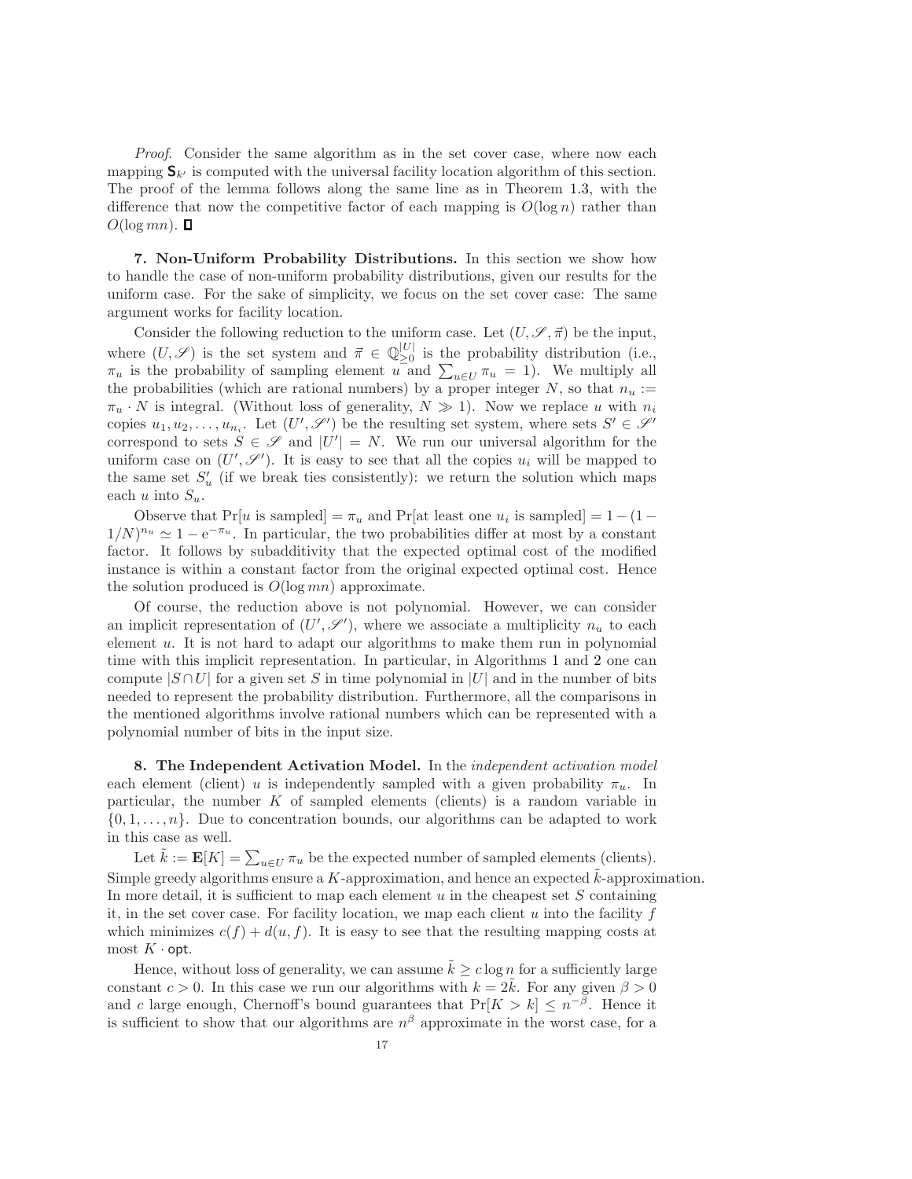*Proof*. Consider the same algorithm as in the set cover case, where now each mapping $\mathbf{S}_{k'}$ is computed with the universal facility location algorithm of this section. The proof of the lemma follows along the same line as in Theorem 1.3, with the difference that now the competitive factor of each mapping is $O(\log n)$ rather than $O(\log mn)$. ◻

**7. Non-Uniform Probability Distributions.** In this section we show how to handle the case of non-uniform probability distributions, given our results for the uniform case. For the sake of simplicity, we focus on the set cover case: The same argument works for facility location.

Consider the following reduction to the uniform case. Let $(U, \mathscr{S}, \vec{\pi})$ be the input, where $(U, \mathscr{S})$ is the set system and $\vec{\pi} \in \mathbb{Q}_{\geq 0}^{|U|}$ is the probability distribution (i.e., $\pi_u$ is the probability of sampling element $u$ and $\sum_{u \in U} \pi_u = 1$). We multiply all the probabilities (which are rational numbers) by a proper integer $N$, so that $n_u := \pi_u \cdot N$ is integral. (Without loss of generality, $N \gg 1$). Now we replace $u$ with $n_i$ copies $u_1, u_2, \ldots, u_{n_i}$. Let $(U', \mathscr{S}')$ be the resulting set system, where sets $S' \in \mathscr{S}'$ correspond to sets $S \in \mathscr{S}$ and $|U'| = N$. We run our universal algorithm for the uniform case on $(U', \mathscr{S}')$. It is easy to see that all the copies $u_i$ will be mapped to the same set $S'_u$ (if we break ties consistently): we return the solution which maps each $u$ into $S_u$.

Observe that $\Pr[u \text{ is sampled}] = \pi_u$ and $\Pr[\text{at least one } u_i \text{ is sampled}] = 1 - (1 - 1/N)^{n_u} \simeq 1 - \mathrm{e}^{-\pi_u}$. In particular, the two probabilities differ at most by a constant factor. It follows by subadditivity that the expected optimal cost of the modified instance is within a constant factor from the original expected optimal cost. Hence the solution produced is $O(\log mn)$ approximate.

Of course, the reduction above is not polynomial. However, we can consider an implicit representation of $(U', \mathscr{S}')$, where we associate a multiplicity $n_u$ to each element $u$. It is not hard to adapt our algorithms to make them run in polynomial time with this implicit representation. In particular, in Algorithms 1 and 2 one can compute $|S \cap U|$ for a given set $S$ in time polynomial in $|U|$ and in the number of bits needed to represent the probability distribution. Furthermore, all the comparisons in the mentioned algorithms involve rational numbers which can be represented with a polynomial number of bits in the input size.

**8. The Independent Activation Model.** In the *independent activation model* each element (client) $u$ is independently sampled with a given probability $\pi_u$. In particular, the number $K$ of sampled elements (clients) is a random variable in $\{0, 1, \ldots, n\}$. Due to concentration bounds, our algorithms can be adapted to work in this case as well.

Let $\tilde{k} := \mathbf{E}[K] = \sum_{u \in U} \pi_u$ be the expected number of sampled elements (clients). Simple greedy algorithms ensure a $K$-approximation, and hence an expected $\tilde{k}$-approximation. In more detail, it is sufficient to map each element $u$ in the cheapest set $S$ containing it, in the set cover case. For facility location, we map each client $u$ into the facility $f$ which minimizes $c(f) + d(u, f)$. It is easy to see that the resulting mapping costs at most $K \cdot \mathsf{opt}$.

Hence, without loss of generality, we can assume $\tilde{k} \geq c \log n$ for a sufficiently large constant $c > 0$. In this case we run our algorithms with $k = 2\tilde{k}$. For any given $\beta > 0$ and $c$ large enough, Chernoff's bound guarantees that $\Pr[K > k] \leq n^{-\beta}$. Hence it is sufficient to show that our algorithms are $n^{\beta}$ approximate in the worst case, for a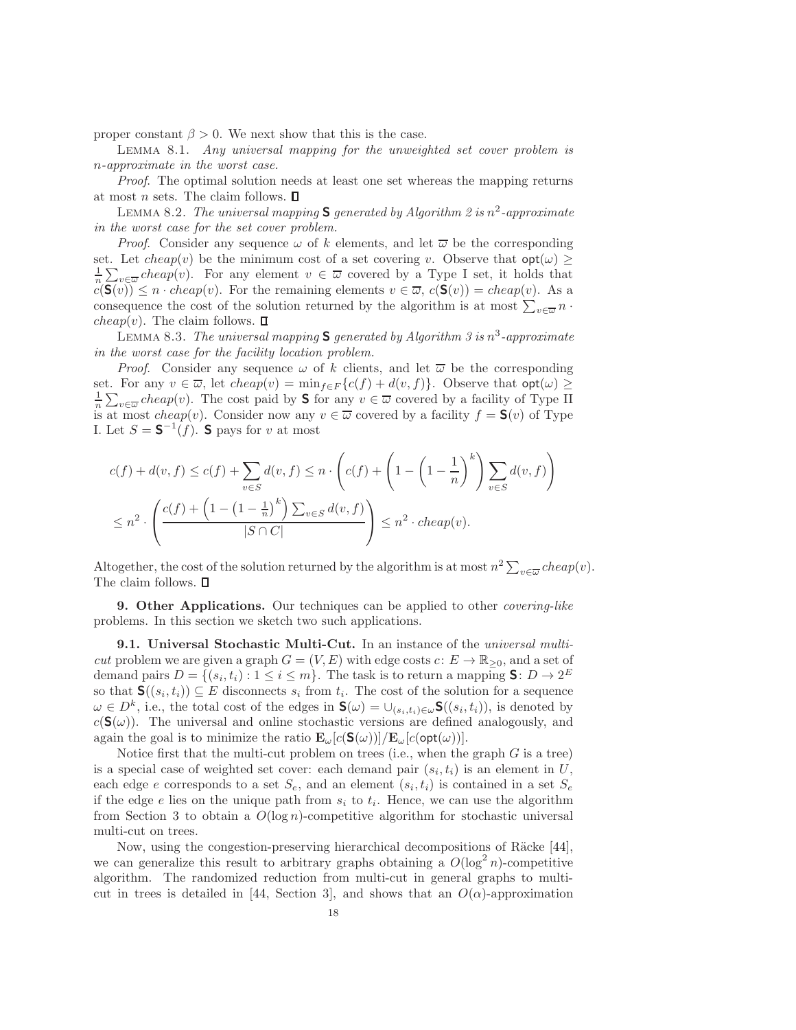proper constant $\beta > 0$. We next show that this is the case.

LEMMA 8.1. *Any universal mapping for the unweighted set cover problem is $n$-approximate in the worst case.*

*Proof*. The optimal solution needs at least one set whereas the mapping returns at most $n$ sets. The claim follows. ∎

LEMMA 8.2. *The universal mapping $\mathbf{S}$ generated by Algorithm 2 is $n^2$-approximate in the worst case for the set cover problem.*

*Proof*. Consider any sequence $\omega$ of $k$ elements, and let $\overline{\omega}$ be the corresponding set. Let $cheap(v)$ be the minimum cost of a set covering $v$. Observe that $\mathsf{opt}(\omega) \geq \frac{1}{n}\sum_{v\in\overline{\omega}} cheap(v)$. For any element $v \in \overline{\omega}$ covered by a Type I set, it holds that $c(\mathbf{S}(v)) \leq n \cdot cheap(v)$. For the remaining elements $v \in \overline{\omega}$, $c(\mathbf{S}(v)) = cheap(v)$. As a consequence the cost of the solution returned by the algorithm is at most $\sum_{v\in\overline{\omega}} n \cdot cheap(v)$. The claim follows. ∎

LEMMA 8.3. *The universal mapping $\mathbf{S}$ generated by Algorithm 3 is $n^3$-approximate in the worst case for the facility location problem.*

*Proof*. Consider any sequence $\omega$ of $k$ clients, and let $\overline{\omega}$ be the corresponding set. For any $v \in \overline{\omega}$, let $cheap(v) = \min_{f\in F}\{c(f) + d(v, f)\}$. Observe that $\mathsf{opt}(\omega) \geq \frac{1}{n}\sum_{v\in\overline{\omega}} cheap(v)$. The cost paid by $\mathbf{S}$ for any $v \in \overline{\omega}$ covered by a facility of Type II is at most $cheap(v)$. Consider now any $v \in \overline{\omega}$ covered by a facility $f = \mathbf{S}(v)$ of Type I. Let $S = \mathbf{S}^{-1}(f)$. $\mathbf{S}$ pays for $v$ at most

$$
\begin{aligned}
c(f) + d(v, f) &\leq c(f) + \sum_{v\in S} d(v, f) \leq n \cdot \left( c(f) + \left(1 - \left(1 - \frac{1}{n}\right)^k\right) \sum_{v\in S} d(v, f) \right) \\
&\leq n^2 \cdot \left( \frac{c(f) + \left(1 - \left(1 - \frac{1}{n}\right)^k\right) \sum_{v\in S} d(v, f)}{|S \cap C|} \right) \leq n^2 \cdot cheap(v).
\end{aligned}
$$

Altogether, the cost of the solution returned by the algorithm is at most $n^2 \sum_{v\in\overline{\omega}} cheap(v)$. The claim follows. ∎

**9. Other Applications.** Our techniques can be applied to other *covering-like* problems. In this section we sketch two such applications.

**9.1. Universal Stochastic Multi-Cut.** In an instance of the *universal multi-cut* problem we are given a graph $G = (V, E)$ with edge costs $c\colon E \to \mathbb{R}_{\geq 0}$, and a set of demand pairs $D = \{(s_i, t_i) : 1 \leq i \leq m\}$. The task is to return a mapping $\mathbf{S}\colon D \to 2^E$ so that $\mathbf{S}((s_i, t_i)) \subseteq E$ disconnects $s_i$ from $t_i$. The cost of the solution for a sequence $\omega \in D^k$, i.e., the total cost of the edges in $\mathbf{S}(\omega) = \cup_{(s_i,t_i)\in\omega}\mathbf{S}((s_i, t_i))$, is denoted by $c(\mathbf{S}(\omega))$. The universal and online stochastic versions are defined analogously, and again the goal is to minimize the ratio $\mathbf{E}_\omega[c(\mathbf{S}(\omega))]/\mathbf{E}_\omega[c(\mathsf{opt}(\omega))]$.

Notice first that the multi-cut problem on trees (i.e., when the graph $G$ is a tree) is a special case of weighted set cover: each demand pair $(s_i, t_i)$ is an element in $U$, each edge $e$ corresponds to a set $S_e$, and an element $(s_i, t_i)$ is contained in a set $S_e$ if the edge $e$ lies on the unique path from $s_i$ to $t_i$. Hence, we can use the algorithm from Section 3 to obtain a $O(\log n)$-competitive algorithm for stochastic universal multi-cut on trees.

Now, using the congestion-preserving hierarchical decompositions of Räcke [44], we can generalize this result to arbitrary graphs obtaining a $O(\log^2 n)$-competitive algorithm. The randomized reduction from multi-cut in general graphs to multi-cut in trees is detailed in [44, Section 3], and shows that an $O(\alpha)$-approximation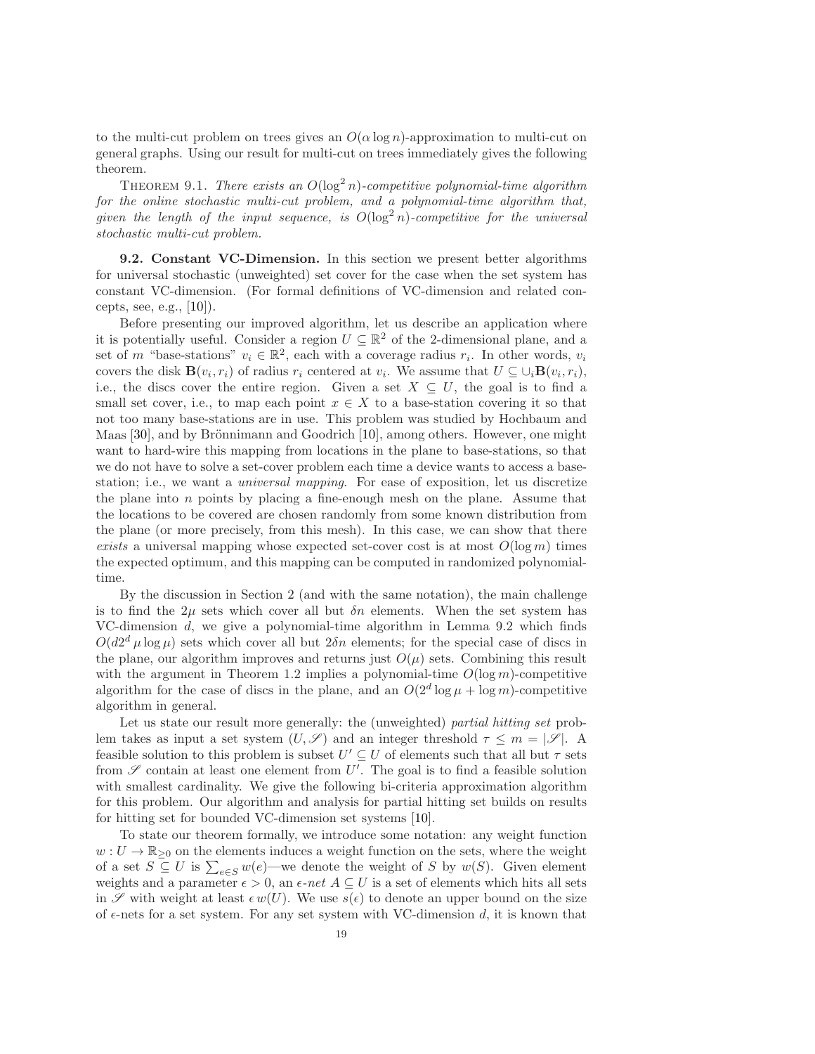to the multi-cut problem on trees gives an $O(\alpha \log n)$-approximation to multi-cut on general graphs. Using our result for multi-cut on trees immediately gives the following theorem.

THEOREM 9.1. *There exists an $O(\log^2 n)$-competitive polynomial-time algorithm for the online stochastic multi-cut problem, and a polynomial-time algorithm that, given the length of the input sequence, is $O(\log^2 n)$-competitive for the universal stochastic multi-cut problem.*

**9.2. Constant VC-Dimension.** In this section we present better algorithms for universal stochastic (unweighted) set cover for the case when the set system has constant VC-dimension. (For formal definitions of VC-dimension and related concepts, see, e.g., [10]).

Before presenting our improved algorithm, let us describe an application where it is potentially useful. Consider a region $U \subseteq \mathbb{R}^2$ of the 2-dimensional plane, and a set of $m$ "base-stations" $v_i \in \mathbb{R}^2$, each with a coverage radius $r_i$. In other words, $v_i$ covers the disk $\mathbf{B}(v_i, r_i)$ of radius $r_i$ centered at $v_i$. We assume that $U \subseteq \cup_i \mathbf{B}(v_i, r_i)$, i.e., the discs cover the entire region. Given a set $X \subseteq U$, the goal is to find a small set cover, i.e., to map each point $x \in X$ to a base-station covering it so that not too many base-stations are in use. This problem was studied by Hochbaum and Maas [30], and by Brönnimann and Goodrich [10], among others. However, one might want to hard-wire this mapping from locations in the plane to base-stations, so that we do not have to solve a set-cover problem each time a device wants to access a base-station; i.e., we want a *universal mapping*. For ease of exposition, let us discretize the plane into $n$ points by placing a fine-enough mesh on the plane. Assume that the locations to be covered are chosen randomly from some known distribution from the plane (or more precisely, from this mesh). In this case, we can show that there *exists* a universal mapping whose expected set-cover cost is at most $O(\log m)$ times the expected optimum, and this mapping can be computed in randomized polynomial-time.

By the discussion in Section 2 (and with the same notation), the main challenge is to find the $2\mu$ sets which cover all but $\delta n$ elements. When the set system has VC-dimension $d$, we give a polynomial-time algorithm in Lemma 9.2 which finds $O(d 2^d \mu \log \mu)$ sets which cover all but $2\delta n$ elements; for the special case of discs in the plane, our algorithm improves and returns just $O(\mu)$ sets. Combining this result with the argument in Theorem 1.2 implies a polynomial-time $O(\log m)$-competitive algorithm for the case of discs in the plane, and an $O(2^d \log \mu + \log m)$-competitive algorithm in general.

Let us state our result more generally: the (unweighted) *partial hitting set* problem takes as input a set system $(U, \mathscr{S})$ and an integer threshold $\tau \leq m = |\mathscr{S}|$. A feasible solution to this problem is subset $U' \subseteq U$ of elements such that all but $\tau$ sets from $\mathscr{S}$ contain at least one element from $U'$. The goal is to find a feasible solution with smallest cardinality. We give the following bi-criteria approximation algorithm for this problem. Our algorithm and analysis for partial hitting set builds on results for hitting set for bounded VC-dimension set systems [10].

To state our theorem formally, we introduce some notation: any weight function $w : U \to \mathbb{R}_{\geq 0}$ on the elements induces a weight function on the sets, where the weight of a set $S \subseteq U$ is $\sum_{e \in S} w(e)$—we denote the weight of $S$ by $w(S)$. Given element weights and a parameter $\epsilon > 0$, an $\epsilon$*-net* $A \subseteq U$ is a set of elements which hits all sets in $\mathscr{S}$ with weight at least $\epsilon\, w(U)$. We use $s(\epsilon)$ to denote an upper bound on the size of $\epsilon$-nets for a set system. For any set system with VC-dimension $d$, it is known that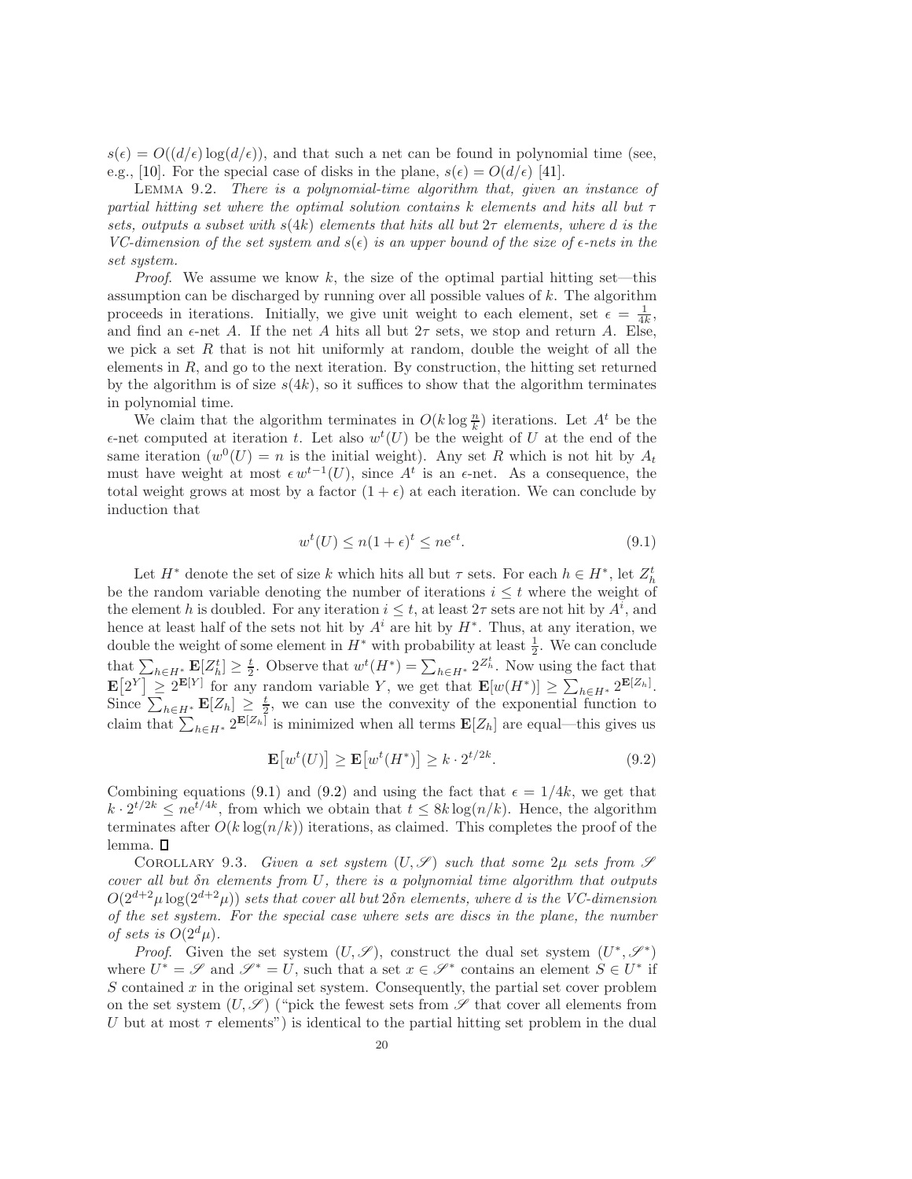$s(\epsilon) = O((d/\epsilon)\log(d/\epsilon))$, and that such a net can be found in polynomial time (see, e.g., [10]. For the special case of disks in the plane, $s(\epsilon) = O(d/\epsilon)$ [41].

LEMMA 9.2. *There is a polynomial-time algorithm that, given an instance of partial hitting set where the optimal solution contains $k$ elements and hits all but $\tau$ sets, outputs a subset with $s(4k)$ elements that hits all but $2\tau$ elements, where $d$ is the VC-dimension of the set system and $s(\epsilon)$ is an upper bound of the size of $\epsilon$-nets in the set system.*

*Proof*. We assume we know $k$, the size of the optimal partial hitting set—this assumption can be discharged by running over all possible values of $k$. The algorithm proceeds in iterations. Initially, we give unit weight to each element, set $\epsilon = \frac{1}{4k}$, and find an $\epsilon$-net $A$. If the net $A$ hits all but $2\tau$ sets, we stop and return $A$. Else, we pick a set $R$ that is not hit uniformly at random, double the weight of all the elements in $R$, and go to the next iteration. By construction, the hitting set returned by the algorithm is of size $s(4k)$, so it suffices to show that the algorithm terminates in polynomial time.

We claim that the algorithm terminates in $O(k \log \frac{n}{k})$ iterations. Let $A^t$ be the $\epsilon$-net computed at iteration $t$. Let also $w^t(U)$ be the weight of $U$ at the end of the same iteration ($w^0(U) = n$ is the initial weight). Any set $R$ which is not hit by $A_t$ must have weight at most $\epsilon\, w^{t-1}(U)$, since $A^t$ is an $\epsilon$-net. As a consequence, the total weight grows at most by a factor $(1+\epsilon)$ at each iteration. We can conclude by induction that

$$w^t(U) \le n(1+\epsilon)^t \le n e^{\epsilon t}. \tag{9.1}$$

Let $H^*$ denote the set of size $k$ which hits all but $\tau$ sets. For each $h \in H^*$, let $Z_h^t$ be the random variable denoting the number of iterations $i \le t$ where the weight of the element $h$ is doubled. For any iteration $i \le t$, at least $2\tau$ sets are not hit by $A^i$, and hence at least half of the sets not hit by $A^i$ are hit by $H^*$. Thus, at any iteration, we double the weight of some element in $H^*$ with probability at least $\frac{1}{2}$. We can conclude that $\sum_{h \in H^*} \mathbf{E}[Z_h^t] \ge \frac{t}{2}$. Observe that $w^t(H^*) = \sum_{h \in H^*} 2^{Z_h^t}$. Now using the fact that $\mathbf{E}\big[2^Y\big] \ge 2^{\mathbf{E}[Y]}$ for any random variable $Y$, we get that $\mathbf{E}[w(H^*)] \ge \sum_{h \in H^*} 2^{\mathbf{E}[Z_h]}$. Since $\sum_{h \in H^*} \mathbf{E}[Z_h] \ge \frac{t}{2}$, we can use the convexity of the exponential function to claim that $\sum_{h \in H^*} 2^{\mathbf{E}[Z_h]}$ is minimized when all terms $\mathbf{E}[Z_h]$ are equal—this gives us

$$\mathbf{E}\big[w^t(U)\big] \ge \mathbf{E}\big[w^t(H^*)\big] \ge k \cdot 2^{t/2k}. \tag{9.2}$$

Combining equations (9.1) and (9.2) and using the fact that $\epsilon = 1/4k$, we get that $k \cdot 2^{t/2k} \le n e^{t/4k}$, from which we obtain that $t \le 8k \log(n/k)$. Hence, the algorithm terminates after $O(k \log(n/k))$ iterations, as claimed. This completes the proof of the lemma. ∎

COROLLARY 9.3. *Given a set system $(U, \mathscr{S})$ such that some $2\mu$ sets from $\mathscr{S}$ cover all but $\delta n$ elements from $U$, there is a polynomial time algorithm that outputs $O(2^{d+2}\mu \log(2^{d+2}\mu))$ sets that cover all but $2\delta n$ elements, where $d$ is the VC-dimension of the set system. For the special case where sets are discs in the plane, the number of sets is $O(2^d \mu)$.*

*Proof*. Given the set system $(U, \mathscr{S})$, construct the dual set system $(U^*, \mathscr{S}^*)$ where $U^* = \mathscr{S}$ and $\mathscr{S}^* = U$, such that a set $x \in \mathscr{S}^*$ contains an element $S \in U^*$ if $S$ contained $x$ in the original set system. Consequently, the partial set cover problem on the set system $(U, \mathscr{S})$ ("pick the fewest sets from $\mathscr{S}$ that cover all elements from $U$ but at most $\tau$ elements") is identical to the partial hitting set problem in the dual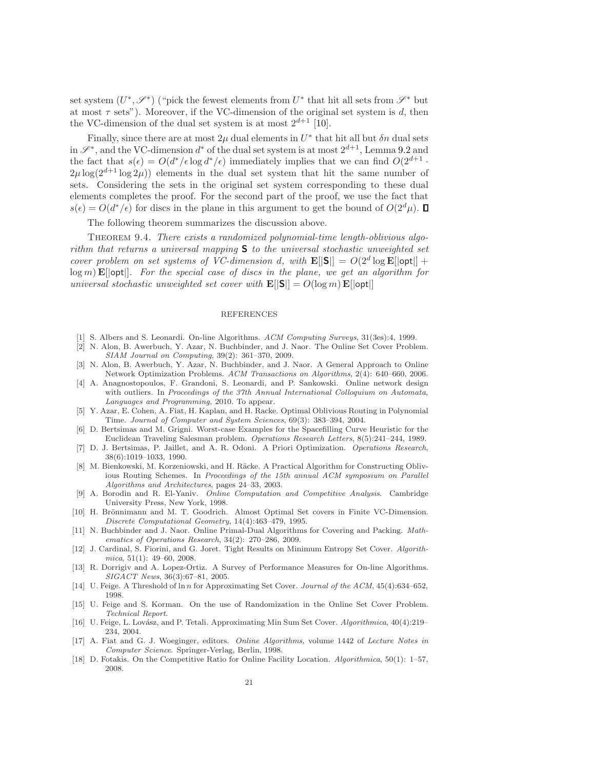set system $(U^*, \mathscr{S}^*)$ ("pick the fewest elements from $U^*$ that hit all sets from $\mathscr{S}^*$ but at most $\tau$ sets"). Moreover, if the VC-dimension of the original set system is $d$, then the VC-dimension of the dual set system is at most $2^{d+1}$ [10].

Finally, since there are at most $2\mu$ dual elements in $U^*$ that hit all but $\delta n$ dual sets in $\mathscr{S}^*$, and the VC-dimension $d^*$ of the dual set system is at most $2^{d+1}$, Lemma 9.2 and the fact that $s(\epsilon) = O(d^*/\epsilon \log d^*/\epsilon)$ immediately implies that we can find $O(2^{d+1} \cdot 2\mu \log(2^{d+1} \log 2\mu))$ elements in the dual set system that hit the same number of sets. Considering the sets in the original set system corresponding to these dual elements completes the proof. For the second part of the proof, we use the fact that $s(\epsilon) = O(d^*/\epsilon)$ for discs in the plane in this argument to get the bound of $O(2^d \mu)$. ∎

The following theorem summarizes the discussion above.

Theorem 9.4. *There exists a randomized polynomial-time length-oblivious algorithm that returns a universal mapping* $\mathbf{S}$ *to the universal stochastic unweighted set cover problem on set systems of VC-dimension* $d$*, with* $\mathbf{E}[|\mathbf{S}|] = O(2^d \log \mathbf{E}[|\mathsf{opt}|] + \log m)\, \mathbf{E}[|\mathsf{opt}|]$*. For the special case of discs in the plane, we get an algorithm for universal stochastic unweighted set cover with* $\mathbf{E}[|\mathbf{S}|] = O(\log m)\, \mathbf{E}[|\mathsf{opt}|]$

## REFERENCES

[1] S. Albers and S. Leonardi. On-line Algorithms. *ACM Computing Surveys*, 31(3es):4, 1999.

[2] N. Alon, B. Awerbuch, Y. Azar, N. Buchbinder, and J. Naor. The Online Set Cover Problem. *SIAM Journal on Computing*, 39(2): 361–370, 2009.

[3] N. Alon, B. Awerbuch, Y. Azar, N. Buchbinder, and J. Naor. A General Approach to Online Network Optimization Problems. *ACM Transactions on Algorithms*, 2(4): 640–660, 2006.

[4] A. Anagnostopoulos, F. Grandoni, S. Leonardi, and P. Sankowski. Online network design with outliers. In *Proceedings of the 37th Annual International Colloquium on Automata, Languages and Programming*, 2010. To appear.

[5] Y. Azar, E. Cohen, A. Fiat, H. Kaplan, and H. Racke. Optimal Oblivious Routing in Polynomial Time. *Journal of Computer and System Sciences*, 69(3): 383–394, 2004.

[6] D. Bertsimas and M. Grigni. Worst-case Examples for the Spacefilling Curve Heuristic for the Euclidean Traveling Salesman problem. *Operations Research Letters*, 8(5):241–244, 1989.

[7] D. J. Bertsimas, P. Jaillet, and A. R. Odoni. A Priori Optimization. *Operations Research*, 38(6):1019–1033, 1990.

[8] M. Bienkowski, M. Korzeniowski, and H. Räcke. A Practical Algorithm for Constructing Oblivious Routing Schemes. In *Proceedings of the 15th annual ACM symposium on Parallel Algorithms and Architectures*, pages 24–33, 2003.

[9] A. Borodin and R. El-Yaniv. *Online Computation and Competitive Analysis*. Cambridge University Press, New York, 1998.

[10] H. Brönnimann and M. T. Goodrich. Almost Optimal Set covers in Finite VC-Dimension. *Discrete Computational Geometry*, 14(4):463–479, 1995.

[11] N. Buchbinder and J. Naor. Online Primal-Dual Algorithms for Covering and Packing. *Mathematics of Operations Research*, 34(2): 270–286, 2009.

[12] J. Cardinal, S. Fiorini, and G. Joret. Tight Results on Minimum Entropy Set Cover. *Algorithmica*, 51(1): 49–60, 2008.

[13] R. Dorrigiv and A. Lopez-Ortiz. A Survey of Performance Measures for On-line Algorithms. *SIGACT News*, 36(3):67–81, 2005.

[14] U. Feige. A Threshold of ln $n$ for Approximating Set Cover. *Journal of the ACM*, 45(4):634–652, 1998.

[15] U. Feige and S. Korman. On the use of Randomization in the Online Set Cover Problem. *Technical Report*.

[16] U. Feige, L. Lovász, and P. Tetali. Approximating Min Sum Set Cover. *Algorithmica*, 40(4):219–234, 2004.

[17] A. Fiat and G. J. Woeginger, editors. *Online Algorithms*, volume 1442 of *Lecture Notes in Computer Science*. Springer-Verlag, Berlin, 1998.

[18] D. Fotakis. On the Competitive Ratio for Online Facility Location. *Algorithmica*, 50(1): 1–57, 2008.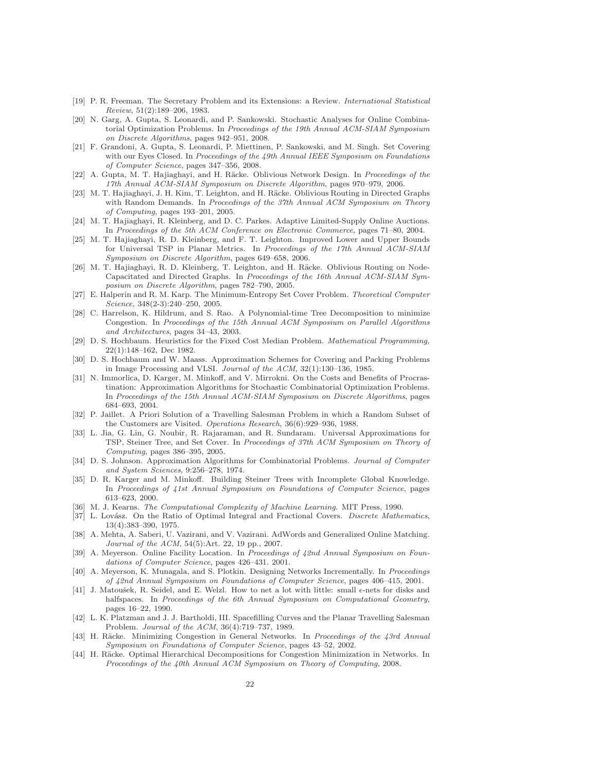[19] P. R. Freeman. The Secretary Problem and its Extensions: a Review. *International Statistical Review*, 51(2):189–206, 1983.

[20] N. Garg, A. Gupta, S. Leonardi, and P. Sankowski. Stochastic Analyses for Online Combinatorial Optimization Problems. In *Proceedings of the 19th Annual ACM-SIAM Symposium on Discrete Algorithms*, pages 942–951, 2008.

[21] F. Grandoni, A. Gupta, S. Leonardi, P. Miettinen, P. Sankowski, and M. Singh. Set Covering with our Eyes Closed. In *Proceedings of the 49th Annual IEEE Symposium on Foundations of Computer Science*, pages 347–356, 2008.

[22] A. Gupta, M. T. Hajiaghayi, and H. Räcke. Oblivious Network Design. In *Proceedings of the 17th Annual ACM-SIAM Symposium on Discrete Algorithm*, pages 970–979, 2006.

[23] M. T. Hajiaghayi, J. H. Kim, T. Leighton, and H. Räcke. Oblivious Routing in Directed Graphs with Random Demands. In *Proceedings of the 37th Annual ACM Symposium on Theory of Computing*, pages 193–201, 2005.

[24] M. T. Hajiaghayi, R. Kleinberg, and D. C. Parkes. Adaptive Limited-Supply Online Auctions. In *Proceedings of the 5th ACM Conference on Electronic Commerce*, pages 71–80, 2004.

[25] M. T. Hajiaghayi, R. D. Kleinberg, and F. T. Leighton. Improved Lower and Upper Bounds for Universal TSP in Planar Metrics. In *Proceedings of the 17th Annual ACM-SIAM Symposium on Discrete Algorithm*, pages 649–658, 2006.

[26] M. T. Hajiaghayi, R. D. Kleinberg, T. Leighton, and H. Räcke. Oblivious Routing on Node-Capacitated and Directed Graphs. In *Proceedings of the 16th Annual ACM-SIAM Symposium on Discrete Algorithm*, pages 782–790, 2005.

[27] E. Halperin and R. M. Karp. The Minimum-Entropy Set Cover Problem. *Theoretical Computer Science*, 348(2-3):240–250, 2005.

[28] C. Harrelson, K. Hildrum, and S. Rao. A Polynomial-time Tree Decomposition to minimize Congestion. In *Proceedings of the 15th Annual ACM Symposium on Parallel Algorithms and Architectures*, pages 34–43, 2003.

[29] D. S. Hochbaum. Heuristics for the Fixed Cost Median Problem. *Mathematical Programming*, 22(1):148–162, Dec 1982.

[30] D. S. Hochbaum and W. Maass. Approximation Schemes for Covering and Packing Problems in Image Processing and VLSI. *Journal of the ACM*, 32(1):130–136, 1985.

[31] N. Immorlica, D. Karger, M. Minkoff, and V. Mirrokni. On the Costs and Benefits of Procrastination: Approximation Algorithms for Stochastic Combinatorial Optimization Problems. In *Proceedings of the 15th Annual ACM-SIAM Symposium on Discrete Algorithms*, pages 684–693, 2004.

[32] P. Jaillet. A Priori Solution of a Travelling Salesman Problem in which a Random Subset of the Customers are Visited. *Operations Research*, 36(6):929–936, 1988.

[33] L. Jia, G. Lin, G. Noubir, R. Rajaraman, and R. Sundaram. Universal Approximations for TSP, Steiner Tree, and Set Cover. In *Proceedings of 37th ACM Symposium on Theory of Computing*, pages 386–395, 2005.

[34] D. S. Johnson. Approximation Algorithms for Combinatorial Problems. *Journal of Computer and System Sciences*, 9:256–278, 1974.

[35] D. R. Karger and M. Minkoff. Building Steiner Trees with Incomplete Global Knowledge. In *Proceedings of 41st Annual Symposium on Foundations of Computer Science*, pages 613–623, 2000.

[36] M. J. Kearns. *The Computational Complexity of Machine Learning*. MIT Press, 1990.

[37] L. Lovász. On the Ratio of Optimal Integral and Fractional Covers. *Discrete Mathematics*, 13(4):383–390, 1975.

[38] A. Mehta, A. Saberi, U. Vazirani, and V. Vazirani. AdWords and Generalized Online Matching. *Journal of the ACM*, 54(5):Art. 22, 19 pp., 2007.

[39] A. Meyerson. Online Facility Location. In *Proceedings of 42nd Annual Symposium on Foundations of Computer Science*, pages 426–431. 2001.

[40] A. Meyerson, K. Munagala, and S. Plotkin. Designing Networks Incrementally. In *Proceedings of 42nd Annual Symposium on Foundations of Computer Science*, pages 406–415, 2001.

[41] J. Matoušek, R. Seidel, and E. Welzl. How to net a lot with little: small $\epsilon$-nets for disks and halfspaces. In *Proceedings of the 6th Annual Symposium on Computational Geometry*, pages 16–22, 1990.

[42] L. K. Platzman and J. J. Bartholdi, III. Spacefilling Curves and the Planar Travelling Salesman Problem. *Journal of the ACM*, 36(4):719–737, 1989.

[43] H. Räcke. Minimizing Congestion in General Networks. In *Proceedings of the 43rd Annual Symposium on Foundations of Computer Science*, pages 43–52, 2002.

[44] H. Räcke. Optimal Hierarchical Decompositions for Congestion Minimization in Networks. In *Proceedings of the 40th Annual ACM Symposium on Theory of Computing*, 2008.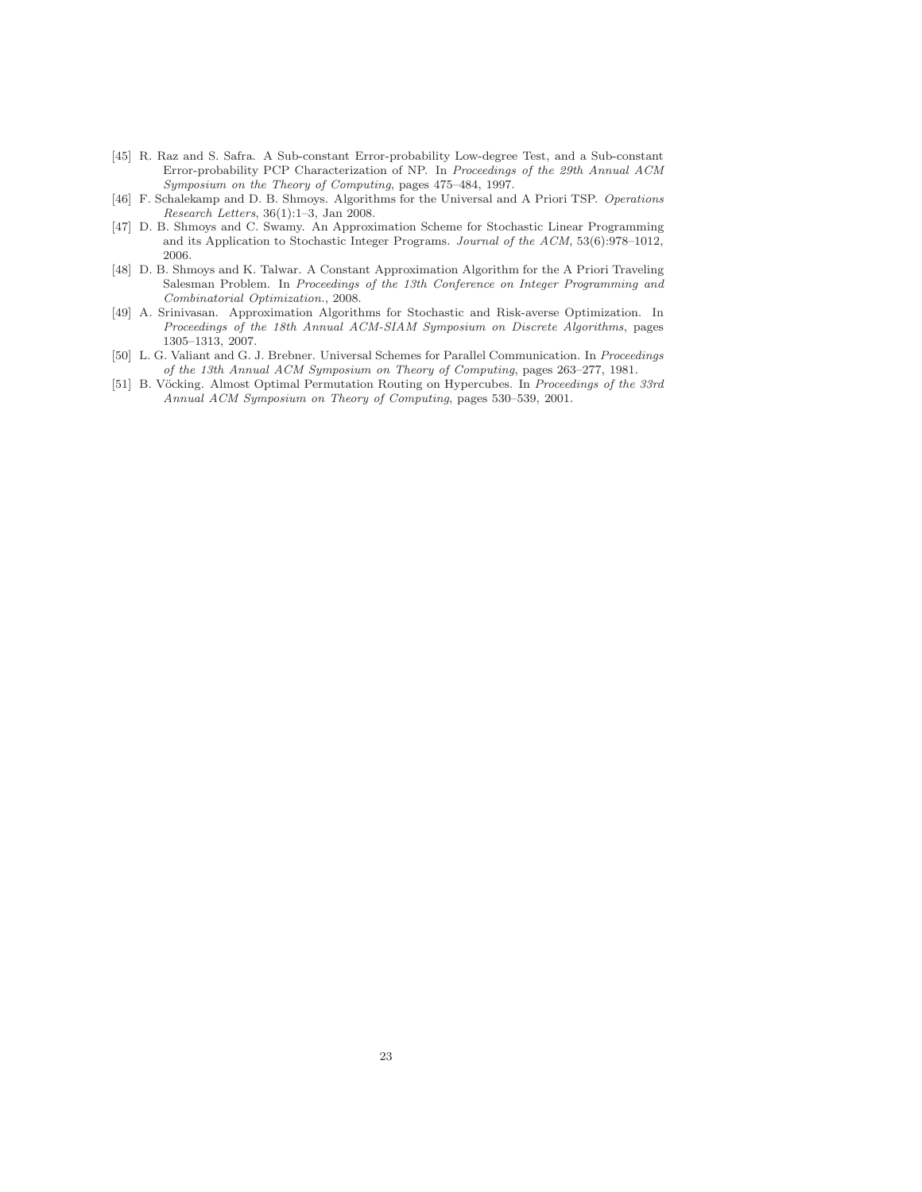[45] R. Raz and S. Safra. A Sub-constant Error-probability Low-degree Test, and a Sub-constant Error-probability PCP Characterization of NP. In *Proceedings of the 29th Annual ACM Symposium on the Theory of Computing*, pages 475–484, 1997.

[46] F. Schalekamp and D. B. Shmoys. Algorithms for the Universal and A Priori TSP. *Operations Research Letters*, 36(1):1–3, Jan 2008.

[47] D. B. Shmoys and C. Swamy. An Approximation Scheme for Stochastic Linear Programming and its Application to Stochastic Integer Programs. *Journal of the ACM*, 53(6):978–1012, 2006.

[48] D. B. Shmoys and K. Talwar. A Constant Approximation Algorithm for the A Priori Traveling Salesman Problem. In *Proceedings of the 13th Conference on Integer Programming and Combinatorial Optimization.*, 2008.

[49] A. Srinivasan. Approximation Algorithms for Stochastic and Risk-averse Optimization. In *Proceedings of the 18th Annual ACM-SIAM Symposium on Discrete Algorithms*, pages 1305–1313, 2007.

[50] L. G. Valiant and G. J. Brebner. Universal Schemes for Parallel Communication. In *Proceedings of the 13th Annual ACM Symposium on Theory of Computing*, pages 263–277, 1981.

[51] B. Vöcking. Almost Optimal Permutation Routing on Hypercubes. In *Proceedings of the 33rd Annual ACM Symposium on Theory of Computing*, pages 530–539, 2001.